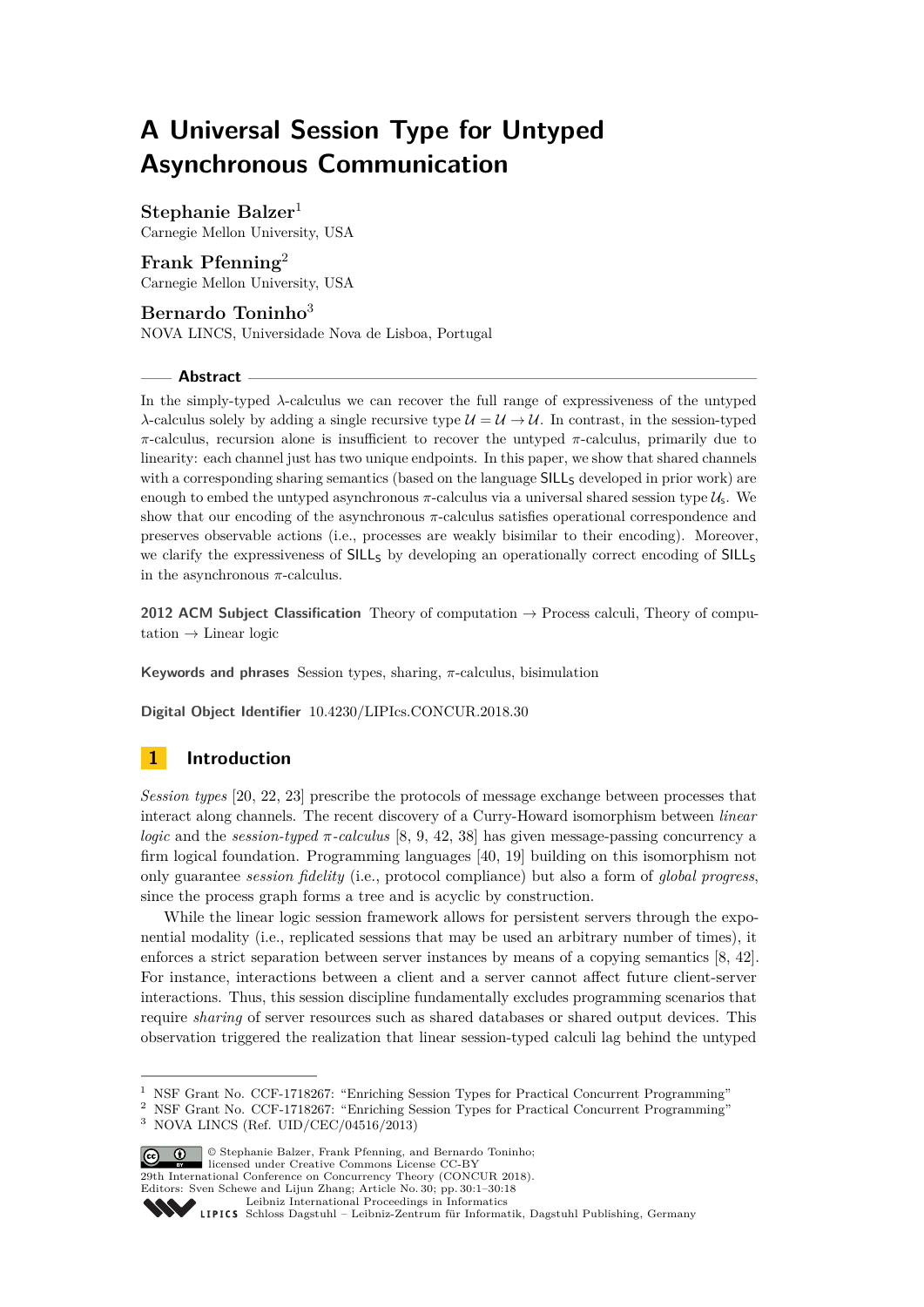# A Universal Session Type for Untyped Asynchronous Communication

**Stephanie Balzer**[1]
Carnegie Mellon University, USA

**Frank Pfenning**[2]
Carnegie Mellon University, USA

**Bernardo Toninho**[3]
NOVA LINCS, Universidade Nova de Lisboa, Portugal

## Abstract

In the simply-typed $\lambda$-calculus we can recover the full range of expressiveness of the untyped $\lambda$-calculus solely by adding a single recursive type $\mathcal{U} = \mathcal{U} \to \mathcal{U}$. In contrast, in the session-typed $\pi$-calculus, recursion alone is insufficient to recover the untyped $\pi$-calculus, primarily due to linearity: each channel just has two unique endpoints. In this paper, we show that shared channels with a corresponding sharing semantics (based on the language $\mathsf{SILL_S}$ developed in prior work) are enough to embed the untyped asynchronous $\pi$-calculus via a universal shared session type $\mathcal{U}_\mathsf{S}$. We show that our encoding of the asynchronous $\pi$-calculus satisfies operational correspondence and preserves observable actions (i.e., processes are weakly bisimilar to their encoding). Moreover, we clarify the expressiveness of $\mathsf{SILL_S}$ by developing an operationally correct encoding of $\mathsf{SILL_S}$ in the asynchronous $\pi$-calculus.

**2012 ACM Subject Classification** Theory of computation → Process calculi, Theory of computation → Linear logic

**Keywords and phrases** Session types, sharing, $\pi$-calculus, bisimulation

**Digital Object Identifier** 10.4230/LIPIcs.CONCUR.2018.30

## 1 Introduction

*Session types* [20, 22, 23] prescribe the protocols of message exchange between processes that interact along channels. The recent discovery of a Curry-Howard isomorphism between *linear logic* and the *session-typed $\pi$-calculus* [8, 9, 42, 38] has given message-passing concurrency a firm logical foundation. Programming languages [40, 19] building on this isomorphism not only guarantee *session fidelity* (i.e., protocol compliance) but also a form of *global progress*, since the process graph forms a tree and is acyclic by construction.

While the linear logic session framework allows for persistent servers through the exponential modality (i.e., replicated sessions that may be used an arbitrary number of times), it enforces a strict separation between server instances by means of a copying semantics [8, 42]. For instance, interactions between a client and a server cannot affect future client-server interactions. Thus, this session discipline fundamentally excludes programming scenarios that require *sharing* of server resources such as shared databases or shared output devices. This observation triggered the realization that linear session-typed calculi lag behind the untyped

---

[1] NSF Grant No. CCF-1718267: "Enriching Session Types for Practical Concurrent Programming"
[2] NSF Grant No. CCF-1718267: "Enriching Session Types for Practical Concurrent Programming"
[3] NOVA LINCS (Ref. UID/CEC/04516/2013)

© Stephanie Balzer, Frank Pfenning, and Bernardo Toninho;
licensed under Creative Commons License CC-BY
29th International Conference on Concurrency Theory (CONCUR 2018).
Editors: Sven Schewe and Lijun Zhang; Article No. 30; pp. 30:1–30:18
Leibniz International Proceedings in Informatics
Schloss Dagstuhl – Leibniz-Zentrum für Informatik, Dagstuhl Publishing, Germany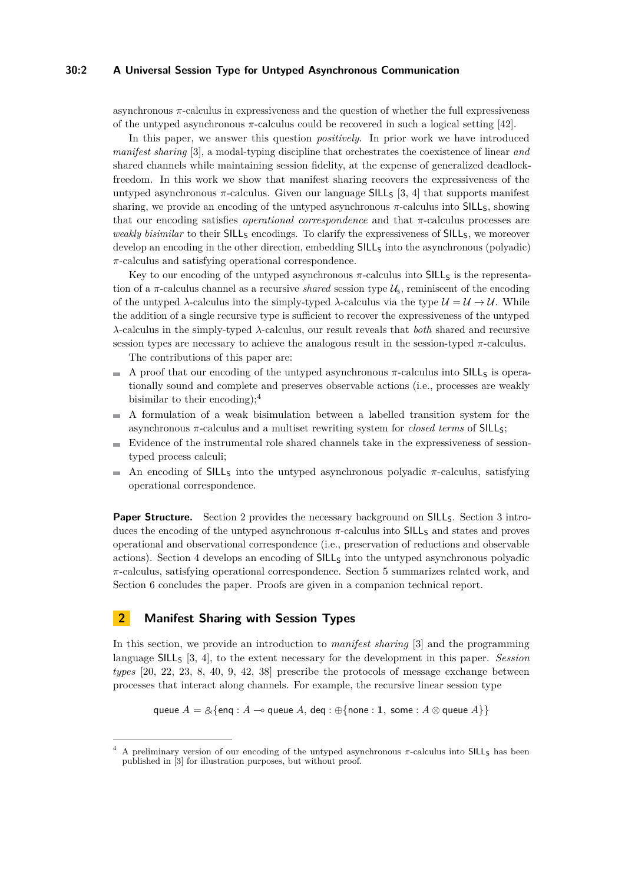asynchronous $\pi$-calculus in expressiveness and the question of whether the full expressiveness of the untyped asynchronous $\pi$-calculus could be recovered in such a logical setting [42].

In this paper, we answer this question *positively*. In prior work we have introduced *manifest sharing* [3], a modal-typing discipline that orchestrates the coexistence of linear *and* shared channels while maintaining session fidelity, at the expense of generalized deadlock-freedom. In this work we show that manifest sharing recovers the expressiveness of the untyped asynchronous $\pi$-calculus. Given our language $\mathsf{SILL_S}$ [3, 4] that supports manifest sharing, we provide an encoding of the untyped asynchronous $\pi$-calculus into $\mathsf{SILL_S}$, showing that our encoding satisfies *operational correspondence* and that $\pi$-calculus processes are *weakly bisimilar* to their $\mathsf{SILL_S}$ encodings. To clarify the expressiveness of $\mathsf{SILL_S}$, we moreover develop an encoding in the other direction, embedding $\mathsf{SILL_S}$ into the asynchronous (polyadic) $\pi$-calculus and satisfying operational correspondence.

Key to our encoding of the untyped asynchronous $\pi$-calculus into $\mathsf{SILL_S}$ is the representation of a $\pi$-calculus channel as a recursive *shared* session type $\mathcal{U}_\mathsf{s}$, reminiscent of the encoding of the untyped $\lambda$-calculus into the simply-typed $\lambda$-calculus via the type $\mathcal{U} = \mathcal{U} \to \mathcal{U}$. While the addition of a single recursive type is sufficient to recover the expressiveness of the untyped $\lambda$-calculus in the simply-typed $\lambda$-calculus, our result reveals that *both* shared and recursive session types are necessary to achieve the analogous result in the session-typed $\pi$-calculus.

The contributions of this paper are:

- A proof that our encoding of the untyped asynchronous $\pi$-calculus into $\mathsf{SILL_S}$ is operationally sound and complete and preserves observable actions (i.e., processes are weakly bisimilar to their encoding);[4]
- A formulation of a weak bisimulation between a labelled transition system for the asynchronous $\pi$-calculus and a multiset rewriting system for *closed terms* of $\mathsf{SILL_S}$;
- Evidence of the instrumental role shared channels take in the expressiveness of session-typed process calculi;
- An encoding of $\mathsf{SILL_S}$ into the untyped asynchronous polyadic $\pi$-calculus, satisfying operational correspondence.

**Paper Structure.** Section 2 provides the necessary background on $\mathsf{SILL_S}$. Section 3 introduces the encoding of the untyped asynchronous $\pi$-calculus into $\mathsf{SILL_S}$ and states and proves operational and observational correspondence (i.e., preservation of reductions and observable actions). Section 4 develops an encoding of $\mathsf{SILL_S}$ into the untyped asynchronous polyadic $\pi$-calculus, satisfying operational correspondence. Section 5 summarizes related work, and Section 6 concludes the paper. Proofs are given in a companion technical report.

## 2 Manifest Sharing with Session Types

In this section, we provide an introduction to *manifest sharing* [3] and the programming language $\mathsf{SILL_S}$ [3, 4], to the extent necessary for the development in this paper. *Session types* [20, 22, 23, 8, 40, 9, 42, 38] prescribe the protocols of message exchange between processes that interact along channels. For example, the recursive linear session type

$$\mathsf{queue}\ A = \&\{\mathsf{enq} : A \multimap \mathsf{queue}\ A,\ \mathsf{deq} : \oplus\{\mathsf{none} : \mathbf{1},\ \mathsf{some} : A \otimes \mathsf{queue}\ A\}\}$$

---

[4] A preliminary version of our encoding of the untyped asynchronous $\pi$-calculus into $\mathsf{SILL_S}$ has been published in [3] for illustration purposes, but without proof.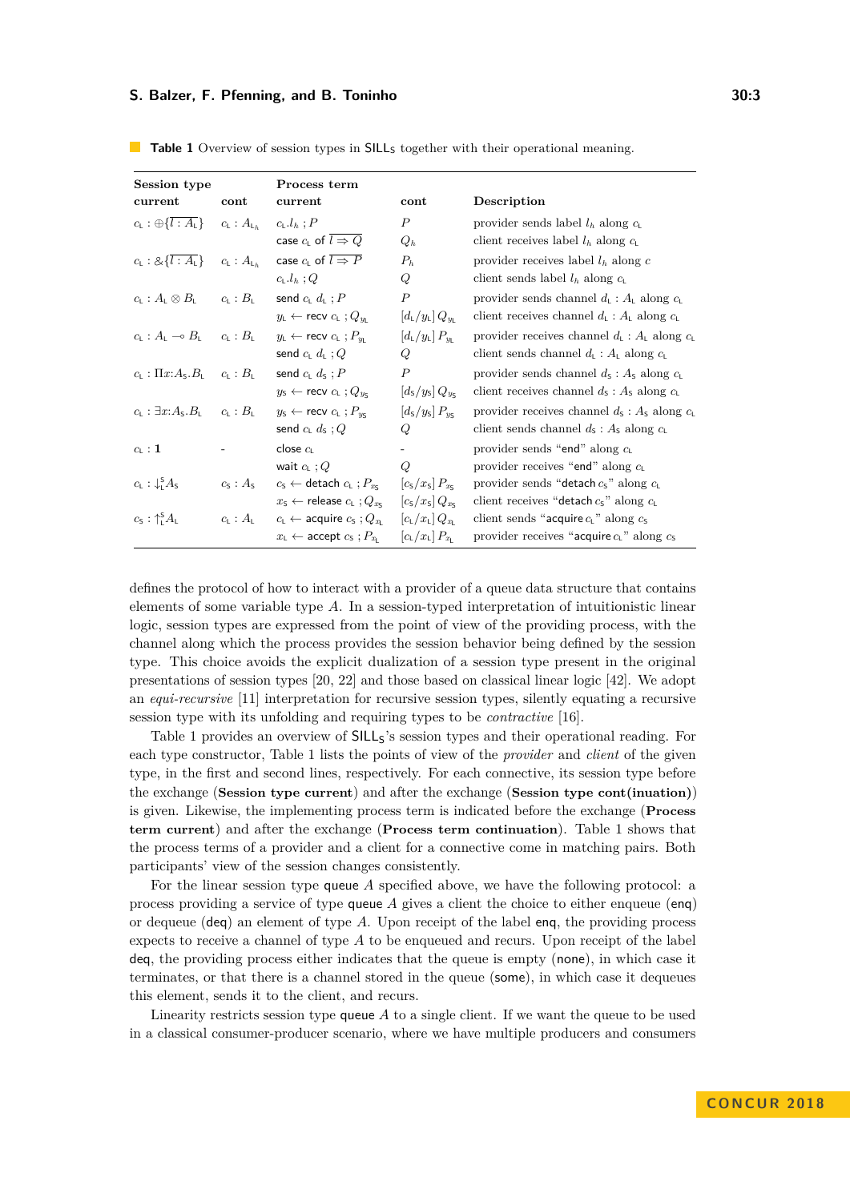**Table 1** Overview of session types in $\mathsf{SILL_S}$ together with their operational meaning.

| Session type current | Session type cont | Process term current | Process term cont | Description |
|---|---|---|---|---|
| $c_L : \oplus\{\overline{l : A_L}\}$ | $c_L : A_{L_h}$ | $c_L.l_h \,; P$ | $P$ | provider sends label $l_h$ along $c_L$ |
| | | $\mathsf{case}\ c_L\ \mathsf{of}\ \overline{l \Rightarrow Q}$ | $Q_h$ | client receives label $l_h$ along $c_L$ |
| $c_L : \&\{\overline{l : A_L}\}$ | $c_L : A_{L_h}$ | $\mathsf{case}\ c_L\ \mathsf{of}\ \overline{l \Rightarrow P}$ | $P_h$ | provider receives label $l_h$ along $c$ |
| | | $c_L.l_h \,; Q$ | $Q$ | client sends label $l_h$ along $c_L$ |
| $c_L : A_L \otimes B_L$ | $c_L : B_L$ | $\mathsf{send}\ c_L\ d_L \,; P$ | $P$ | provider sends channel $d_L : A_L$ along $c_L$ |
| | | $y_L \leftarrow \mathsf{recv}\ c_L \,; Q_{y_L}$ | $[d_L/y_L]\, Q_{y_L}$ | client receives channel $d_L : A_L$ along $c_L$ |
| $c_L : A_L \multimap B_L$ | $c_L : B_L$ | $y_L \leftarrow \mathsf{recv}\ c_L \,; P_{y_L}$ | $[d_L/y_L]\, P_{y_L}$ | provider receives channel $d_L : A_L$ along $c_L$ |
| | | $\mathsf{send}\ c_L\ d_L \,; Q$ | $Q$ | client sends channel $d_L : A_L$ along $c_L$ |
| $c_L : \Pi x{:}A_S.B_L$ | $c_L : B_L$ | $\mathsf{send}\ c_L\ d_S \,; P$ | $P$ | provider sends channel $d_S : A_S$ along $c_L$ |
| | | $y_S \leftarrow \mathsf{recv}\ c_L \,; Q_{y_S}$ | $[d_S/y_S]\, Q_{y_S}$ | client receives channel $d_S : A_S$ along $c_L$ |
| $c_L : \exists x{:}A_S.B_L$ | $c_L : B_L$ | $y_S \leftarrow \mathsf{recv}\ c_L \,; P_{y_S}$ | $[d_S/y_S]\, P_{y_S}$ | provider receives channel $d_S : A_S$ along $c_L$ |
| | | $\mathsf{send}\ c_L\ d_S \,; Q$ | $Q$ | client sends channel $d_S : A_S$ along $c_L$ |
| $c_L : \mathbf{1}$ | - | $\mathsf{close}\ c_L$ | - | provider sends "end" along $c_L$ |
| | | $\mathsf{wait}\ c_L \,; Q$ | $Q$ | provider receives "end" along $c_L$ |
| $c_L : \downarrow^S_L A_S$ | $c_S : A_S$ | $c_S \leftarrow \mathsf{detach}\ c_L \,; P_{x_S}$ | $[c_S/x_S]\, P_{x_S}$ | provider sends "$\mathsf{detach}\ c_S$" along $c_L$ |
| | | $x_S \leftarrow \mathsf{release}\ c_L \,; Q_{x_S}$ | $[c_S/x_S]\, Q_{x_S}$ | client receives "$\mathsf{detach}\ c_S$" along $c_L$ |
| $c_S : \uparrow^S_L A_L$ | $c_L : A_L$ | $c_L \leftarrow \mathsf{acquire}\ c_S \,; Q_{x_L}$ | $[c_L/x_L]\, Q_{x_L}$ | client sends "$\mathsf{acquire}\ c_L$" along $c_S$ |
| | | $x_L \leftarrow \mathsf{accept}\ c_S \,; P_{x_L}$ | $[c_L/x_L]\, P_{x_L}$ | provider receives "$\mathsf{acquire}\ c_L$" along $c_S$ |

defines the protocol of how to interact with a provider of a queue data structure that contains elements of some variable type $A$. In a session-typed interpretation of intuitionistic linear logic, session types are expressed from the point of view of the providing process, with the channel along which the process provides the session behavior being defined by the session type. This choice avoids the explicit dualization of a session type present in the original presentations of session types [20, 22] and those based on classical linear logic [42]. We adopt an *equi-recursive* [11] interpretation for recursive session types, silently equating a recursive session type with its unfolding and requiring types to be *contractive* [16].

Table 1 provides an overview of $\mathsf{SILL_S}$'s session types and their operational reading. For each type constructor, Table 1 lists the points of view of the *provider* and *client* of the given type, in the first and second lines, respectively. For each connective, its session type before the exchange (**Session type current**) and after the exchange (**Session type cont(inuation)**) is given. Likewise, the implementing process term is indicated before the exchange (**Process term current**) and after the exchange (**Process term continuation**). Table 1 shows that the process terms of a provider and a client for a connective come in matching pairs. Both participants' view of the session changes consistently.

For the linear session type $\mathsf{queue}\ A$ specified above, we have the following protocol: a process providing a service of type $\mathsf{queue}\ A$ gives a client the choice to either enqueue ($\mathsf{enq}$) or dequeue ($\mathsf{deq}$) an element of type $A$. Upon receipt of the label $\mathsf{enq}$, the providing process expects to receive a channel of type $A$ to be enqueued and recurs. Upon receipt of the label $\mathsf{deq}$, the providing process either indicates that the queue is empty ($\mathsf{none}$), in which case it terminates, or that there is a channel stored in the queue ($\mathsf{some}$), in which case it dequeues this element, sends it to the client, and recurs.

Linearity restricts session type $\mathsf{queue}\ A$ to a single client. If we want the queue to be used in a classical consumer-producer scenario, where we have multiple producers and consumers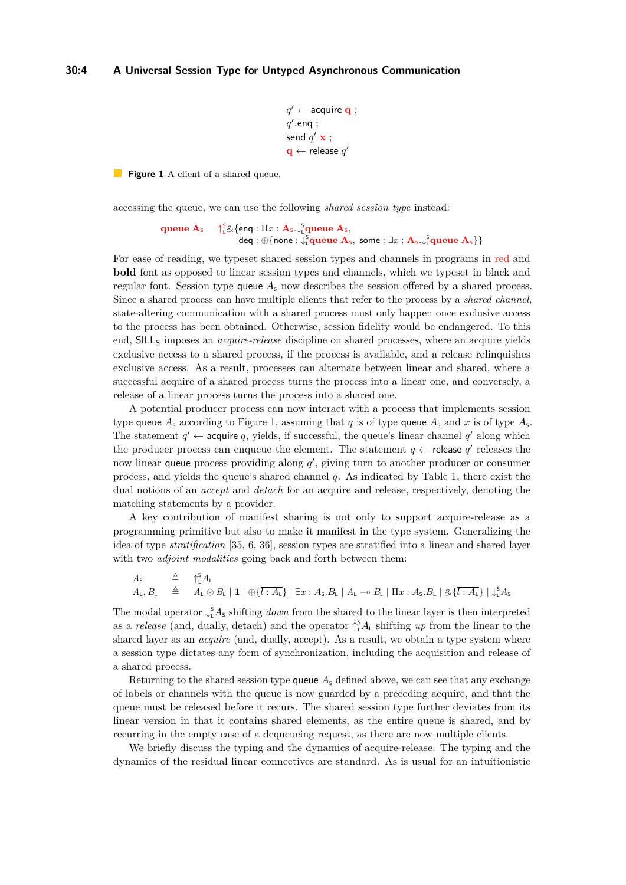```
q' ← acquire q ;
q'.enq ;
send q' x ;
q ← release q'
```

**Figure 1** A client of a shared queue.

accessing the queue, we can use the following *shared session type* instead:

$$\mathbf{queue}\ \mathbf{A}_\mathsf{S} = \uparrow_\mathsf{L}^\mathsf{S} \&\{\mathsf{enq} : \Pi x : \mathbf{A}_\mathsf{S}. \downarrow_\mathsf{L}^\mathsf{S} \mathbf{queue}\ \mathbf{A}_\mathsf{S},$$
$$\mathsf{deq} : \oplus\{\mathsf{none} : \downarrow_\mathsf{L}^\mathsf{S} \mathbf{queue}\ \mathbf{A}_\mathsf{S},\ \mathsf{some} : \exists x : \mathbf{A}_\mathsf{S}. \downarrow_\mathsf{L}^\mathsf{S} \mathbf{queue}\ \mathbf{A}_\mathsf{S}\}\}$$

For ease of reading, we typeset shared session types and channels in programs in red and **bold** font as opposed to linear session types and channels, which we typeset in black and regular font. Session type $\mathsf{queue}\ A_\mathsf{S}$ now describes the session offered by a shared process. Since a shared process can have multiple clients that refer to the process by a *shared channel*, state-altering communication with a shared process must only happen once exclusive access to the process has been obtained. Otherwise, session fidelity would be endangered. To this end, $\mathsf{SILL_S}$ imposes an *acquire-release* discipline on shared processes, where an acquire yields exclusive access to a shared process, if the process is available, and a release relinquishes exclusive access. As a result, processes can alternate between linear and shared, where a successful acquire of a shared process turns the process into a linear one, and conversely, a release of a linear process turns the process into a shared one.

A potential producer process can now interact with a process that implements session type $\mathsf{queue}\ A_\mathsf{S}$ according to Figure 1, assuming that $q$ is of type $\mathsf{queue}\ A_\mathsf{S}$ and $x$ is of type $A_\mathsf{S}$. The statement $q' \leftarrow \mathsf{acquire}\ q$, yields, if successful, the queue's linear channel $q'$ along which the producer process can enqueue the element. The statement $q \leftarrow \mathsf{release}\ q'$ releases the now linear $\mathsf{queue}$ process providing along $q'$, giving turn to another producer or consumer process, and yields the queue's shared channel $q$. As indicated by Table 1, there exist the dual notions of an *accept* and *detach* for an acquire and release, respectively, denoting the matching statements by a provider.

A key contribution of manifest sharing is not only to support acquire-release as a programming primitive but also to make it manifest in the type system. Generalizing the idea of type *stratification* [35, 6, 36], session types are stratified into a linear and shared layer with two *adjoint modalities* going back and forth between them:

$$A_\mathsf{S} \quad \triangleq \quad \uparrow_\mathsf{L}^\mathsf{S} A_\mathsf{L}$$
$$A_\mathsf{L}, B_\mathsf{L} \quad \triangleq \quad A_\mathsf{L} \otimes B_\mathsf{L} \mid \mathbf{1} \mid \oplus\{\overline{l : A_\mathsf{L}}\} \mid \exists x : A_\mathsf{S}.B_\mathsf{L} \mid A_\mathsf{L} \multimap B_\mathsf{L} \mid \Pi x : A_\mathsf{S}.B_\mathsf{L} \mid \&\{\overline{l : A_\mathsf{L}}\} \mid \downarrow_\mathsf{L}^\mathsf{S} A_\mathsf{S}$$

The modal operator $\downarrow_\mathsf{L}^\mathsf{S} A_\mathsf{S}$ shifting *down* from the shared to the linear layer is then interpreted as a *release* (and, dually, detach) and the operator $\uparrow_\mathsf{L}^\mathsf{S} A_\mathsf{L}$ shifting *up* from the linear to the shared layer as an *acquire* (and, dually, accept). As a result, we obtain a type system where a session type dictates any form of synchronization, including the acquisition and release of a shared process.

Returning to the shared session type $\mathsf{queue}\ A_\mathsf{S}$ defined above, we can see that any exchange of labels or channels with the queue is now guarded by a preceding acquire, and that the queue must be released before it recurs. The shared session type further deviates from its linear version in that it contains shared elements, as the entire queue is shared, and by recurring in the empty case of a dequeueing request, as there are now multiple clients.

We briefly discuss the typing and the dynamics of acquire-release. The typing and the dynamics of the residual linear connectives are standard. As is usual for an intuitionistic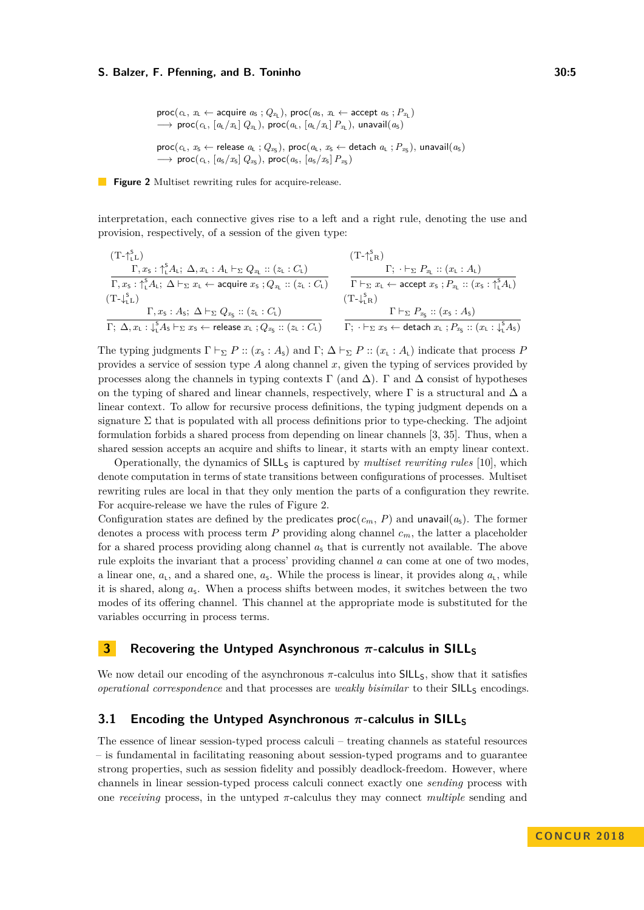$$\begin{array}{l}\mathsf{proc}(c_{\mathsf{L}},\ x_{\mathsf{L}} \leftarrow \mathsf{acquire}\ a_{\mathsf{S}}\ ; Q_{x_{\mathsf{L}}}),\ \mathsf{proc}(a_{\mathsf{S}},\ x_{\mathsf{L}} \leftarrow \mathsf{accept}\ a_{\mathsf{S}}\ ; P_{x_{\mathsf{L}}})\\ \longrightarrow\ \mathsf{proc}(c_{\mathsf{L}},\ [a_{\mathsf{L}}/x_{\mathsf{L}}]\ Q_{x_{\mathsf{L}}}),\ \mathsf{proc}(a_{\mathsf{L}},\ [a_{\mathsf{L}}/x_{\mathsf{L}}]\ P_{x_{\mathsf{L}}}),\ \mathsf{unavail}(a_{\mathsf{S}})\end{array}$$

$$\begin{array}{l}\mathsf{proc}(c_{\mathsf{L}},\ x_{\mathsf{S}} \leftarrow \mathsf{release}\ a_{\mathsf{L}}\ ; Q_{x_{\mathsf{S}}}),\ \mathsf{proc}(a_{\mathsf{L}},\ x_{\mathsf{S}} \leftarrow \mathsf{detach}\ a_{\mathsf{L}}\ ; P_{x_{\mathsf{S}}}),\ \mathsf{unavail}(a_{\mathsf{S}})\\ \longrightarrow\ \mathsf{proc}(c_{\mathsf{L}},\ [a_{\mathsf{S}}/x_{\mathsf{S}}]\ Q_{x_{\mathsf{S}}}),\ \mathsf{proc}(a_{\mathsf{S}},\ [a_{\mathsf{S}}/x_{\mathsf{S}}]\ P_{x_{\mathsf{S}}})\end{array}$$

**Figure 2** Multiset rewriting rules for acquire-release.

interpretation, each connective gives rise to a left and a right rule, denoting the use and provision, respectively, of a session of the given type:

$$(\text{T-}\uparrow^{\mathsf{S}}_{\mathsf{L}}\text{L})\ \dfrac{\Gamma, x_{\mathsf{S}} : \uparrow^{\mathsf{S}}_{\mathsf{L}} A_{\mathsf{L}};\ \Delta, x_{\mathsf{L}} : A_{\mathsf{L}} \vdash_{\Sigma} Q_{x_{\mathsf{L}}} :: (z_{\mathsf{L}} : C_{\mathsf{L}})}{\Gamma, x_{\mathsf{S}} : \uparrow^{\mathsf{S}}_{\mathsf{L}} A_{\mathsf{L}};\ \Delta \vdash_{\Sigma} x_{\mathsf{L}} \leftarrow \mathsf{acquire}\ x_{\mathsf{S}}\ ; Q_{x_{\mathsf{L}}} :: (z_{\mathsf{L}} : C_{\mathsf{L}})} \qquad (\text{T-}\uparrow^{\mathsf{S}}_{\mathsf{L}}\text{R})\ \dfrac{\Gamma;\ \cdot \vdash_{\Sigma} P_{x_{\mathsf{L}}} :: (x_{\mathsf{L}} : A_{\mathsf{L}})}{\Gamma \vdash_{\Sigma} x_{\mathsf{L}} \leftarrow \mathsf{accept}\ x_{\mathsf{S}}\ ; P_{x_{\mathsf{L}}} :: (x_{\mathsf{S}} : \uparrow^{\mathsf{S}}_{\mathsf{L}} A_{\mathsf{L}})}$$

$$(\text{T-}\downarrow^{\mathsf{S}}_{\mathsf{L}}\text{L})\ \dfrac{\Gamma, x_{\mathsf{S}} : A_{\mathsf{S}};\ \Delta \vdash_{\Sigma} Q_{x_{\mathsf{S}}} :: (z_{\mathsf{L}} : C_{\mathsf{L}})}{\Gamma;\ \Delta, x_{\mathsf{L}} : \downarrow^{\mathsf{S}}_{\mathsf{L}} A_{\mathsf{S}} \vdash_{\Sigma} x_{\mathsf{S}} \leftarrow \mathsf{release}\ x_{\mathsf{L}}\ ; Q_{x_{\mathsf{S}}} :: (z_{\mathsf{L}} : C_{\mathsf{L}})} \qquad (\text{T-}\downarrow^{\mathsf{S}}_{\mathsf{L}}\text{R})\ \dfrac{\Gamma \vdash_{\Sigma} P_{x_{\mathsf{S}}} :: (x_{\mathsf{S}} : A_{\mathsf{S}})}{\Gamma;\ \cdot \vdash_{\Sigma} x_{\mathsf{S}} \leftarrow \mathsf{detach}\ x_{\mathsf{L}}\ ; P_{x_{\mathsf{S}}} :: (x_{\mathsf{L}} : \downarrow^{\mathsf{S}}_{\mathsf{L}} A_{\mathsf{S}})}$$

The typing judgments $\Gamma \vdash_{\Sigma} P :: (x_{\mathsf{S}} : A_{\mathsf{S}})$ and $\Gamma;\ \Delta \vdash_{\Sigma} P :: (x_{\mathsf{L}} : A_{\mathsf{L}})$ indicate that process $P$ provides a service of session type $A$ along channel $x$, given the typing of services provided by processes along the channels in typing contexts $\Gamma$ (and $\Delta$). $\Gamma$ and $\Delta$ consist of hypotheses on the typing of shared and linear channels, respectively, where $\Gamma$ is a structural and $\Delta$ a linear context. To allow for recursive process definitions, the typing judgment depends on a signature $\Sigma$ that is populated with all process definitions prior to type-checking. The adjoint formulation forbids a shared process from depending on linear channels [3, 35]. Thus, when a shared session accepts an acquire and shifts to linear, it starts with an empty linear context.

Operationally, the dynamics of $\mathsf{SILL_S}$ is captured by *multiset rewriting rules* [10], which denote computation in terms of state transitions between configurations of processes. Multiset rewriting rules are local in that they only mention the parts of a configuration they rewrite. For acquire-release we have the rules of Figure 2.
Configuration states are defined by the predicates $\mathsf{proc}(c_m,\ P)$ and $\mathsf{unavail}(a_{\mathsf{S}})$. The former denotes a process with process term $P$ providing along channel $c_m$, the latter a placeholder for a shared process providing along channel $a_{\mathsf{S}}$ that is currently not available. The above rule exploits the invariant that a process' providing channel $a$ can come at one of two modes, a linear one, $a_{\mathsf{L}}$, and a shared one, $a_{\mathsf{S}}$. While the process is linear, it provides along $a_{\mathsf{L}}$, while it is shared, along $a_{\mathsf{S}}$. When a process shifts between modes, it switches between the two modes of its offering channel. This channel at the appropriate mode is substituted for the variables occurring in process terms.

## 3 Recovering the Untyped Asynchronous $\pi$-calculus in $\mathsf{SILL_S}$

We now detail our encoding of the asynchronous $\pi$-calculus into $\mathsf{SILL_S}$, show that it satisfies *operational correspondence* and that processes are *weakly bisimilar* to their $\mathsf{SILL_S}$ encodings.

### 3.1 Encoding the Untyped Asynchronous $\pi$-calculus in $\mathsf{SILL_S}$

The essence of linear session-typed process calculi – treating channels as stateful resources – is fundamental in facilitating reasoning about session-typed programs and to guarantee strong properties, such as session fidelity and possibly deadlock-freedom. However, where channels in linear session-typed process calculi connect exactly one *sending* process with one *receiving* process, in the untyped $\pi$-calculus they may connect *multiple* sending and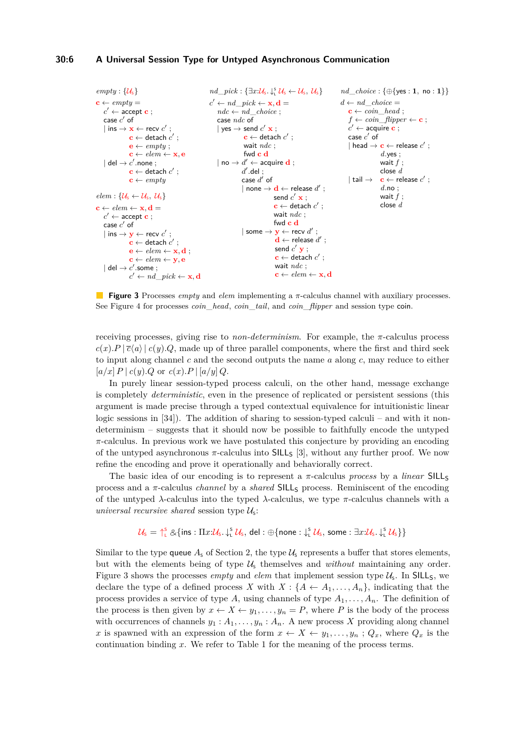```
empty : {U_s}
c ← empty =
    c' ← accept c ;
    case c' of
    | ins → x ← recv c' ;
            c ← detach c' ;
            e ← empty ;
            c ← elem ← x, e
    | del → c'.none ;
            c ← detach c' ;
            c ← empty

elem : {U_s ← U_s, U_s}
c ← elem ← x, d =
    c' ← accept c ;
    case c' of
    | ins → y ← recv c' ;
            c ← detach c' ;
            e ← elem ← x, d ;
            c ← elem ← y, e
    | del → c'.some ;
            c' ← nd_pick ← x, d
```

```
nd_pick : {∃x:U_s. ↓ˢ_L U_s ← U_s, U_s}
c' ← nd_pick ← x, d =
    ndc ← nd_choice ;
    case ndc of
    | yes → send c' x ;
            c ← detach c' ;
            wait ndc ;
            fwd c d
    | no → d' ← acquire d ;
           d'.del ;
           case d' of
           | none → d ← release d' ;
                    send c' x ;
                    c ← detach c' ;
                    wait ndc ;
                    fwd c d
           | some → y ← recv d' ;
                    d ← release d' ;
                    send c' y ;
                    c ← detach c' ;
                    wait ndc ;
                    c ← elem ← x, d
```

```
nd_choice : {⊕{yes : 1, no : 1}}
d ← nd_choice =
    c ← coin_head ;
    f ← coin_flipper ← c ;
    c' ← acquire c ;
    case c' of
    | head → c ← release c' ;
             d.yes ;
             wait f ;
             close d
    | tail → c ← release c' ;
             d.no ;
             wait f ;
             close d
```

**Figure 3** Processes *empty* and *elem* implementing a $\pi$-calculus channel with auxiliary processes. See Figure 4 for processes *coin_head*, *coin_tail*, and *coin_flipper* and session type coin.

receiving processes, giving rise to *non-determinism*. For example, the $\pi$-calculus process $c(x).P \mid \overline{c}\langle a\rangle \mid c(y).Q$, made up of three parallel components, where the first and third seek to input along channel $c$ and the second outputs the name $a$ along $c$, may reduce to either $[a/x]\, P \mid c(y).Q$ or $c(x).P \mid [a/y]\, Q$.

In purely linear session-typed process calculi, on the other hand, message exchange is completely *deterministic*, even in the presence of replicated or persistent sessions (this argument is made precise through a typed contextual equivalence for intuitionistic linear logic sessions in [34]). The addition of sharing to session-typed calculi – and with it non-determinism – suggests that it should now be possible to faithfully encode the untyped $\pi$-calculus. In previous work we have postulated this conjecture by providing an encoding of the untyped asynchronous $\pi$-calculus into $\mathsf{SILL_S}$ [3], without any further proof. We now refine the encoding and prove it operationally and behaviorally correct.

The basic idea of our encoding is to represent a $\pi$-calculus *process* by a *linear* $\mathsf{SILL_S}$ process and a $\pi$-calculus *channel* by a *shared* $\mathsf{SILL_S}$ process. Reminiscent of the encoding of the untyped $\lambda$-calculus into the typed $\lambda$-calculus, we type $\pi$-calculus channels with a *universal recursive shared* session type $\mathcal{U}_\mathsf{s}$:

$$\mathcal{U}_\mathsf{s} = {\uparrow}^\mathsf{S}_\mathsf{L}\, \&\{\mathsf{ins} : \Pi x{:}\mathcal{U}_\mathsf{s}.\, {\downarrow}^\mathsf{S}_\mathsf{L}\, \mathcal{U}_\mathsf{s},\ \mathsf{del} : \oplus\{\mathsf{none} : {\downarrow}^\mathsf{S}_\mathsf{L}\, \mathcal{U}_\mathsf{s},\ \mathsf{some} : \exists x{:}\mathcal{U}_\mathsf{s}.\, {\downarrow}^\mathsf{S}_\mathsf{L}\, \mathcal{U}_\mathsf{s}\}\}$$

Similar to the type $\mathsf{queue}\ A_\mathsf{s}$ of Section 2, the type $\mathcal{U}_\mathsf{s}$ represents a buffer that stores elements, but with the elements being of type $\mathcal{U}_\mathsf{s}$ themselves and *without* maintaining any order. Figure 3 shows the processes *empty* and *elem* that implement session type $\mathcal{U}_\mathsf{s}$. In $\mathsf{SILL_S}$, we declare the type of a defined process $X$ with $X : \{A \leftarrow A_1, \ldots, A_n\}$, indicating that the process provides a service of type $A$, using channels of type $A_1, \ldots, A_n$. The definition of the process is then given by $x \leftarrow X \leftarrow y_1, \ldots, y_n = P$, where $P$ is the body of the process with occurrences of channels $y_1 : A_1, \ldots, y_n : A_n$. A new process $X$ providing along channel $x$ is spawned with an expression of the form $x \leftarrow X \leftarrow y_1, \ldots, y_n \,;\, Q_x$, where $Q_x$ is the continuation binding $x$. We refer to Table 1 for the meaning of the process terms.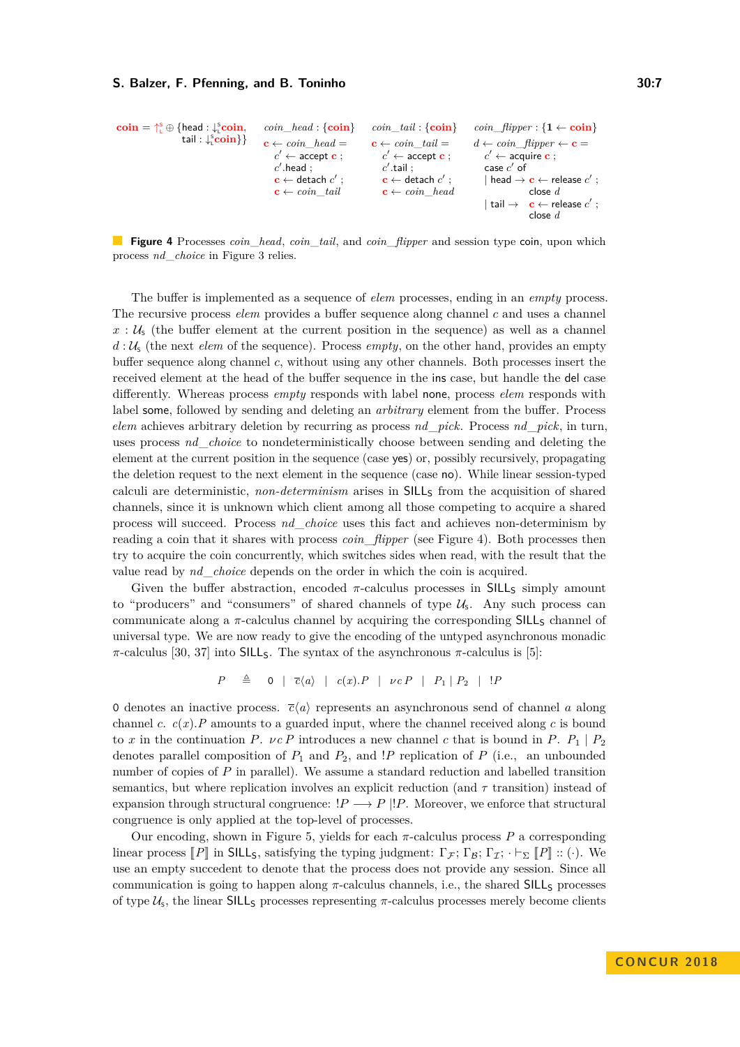$$\mathbf{coin} = \uparrow^{\mathsf{S}}_{\mathsf{L}} \oplus \{\mathsf{head} : \downarrow^{\mathsf{S}}_{\mathsf{L}}\mathbf{coin}, \mathsf{tail} : \downarrow^{\mathsf{S}}_{\mathsf{L}}\mathbf{coin}\}$$

```
coin_head : {coin}
c ← coin_head =
  c' ← accept c ;
  c'.head ;
  c ← detach c' ;
  c ← coin_tail
```

```
coin_tail : {coin}
c ← coin_tail =
  c' ← accept c ;
  c'.tail ;
  c ← detach c' ;
  c ← coin_head
```

```
coin_flipper : {1 ← coin}
d ← coin_flipper ← c =
  c' ← acquire c ;
  case c' of
  | head → c ← release c' ;
           close d
  | tail → c ← release c' ;
           close d
```

**Figure 4** Processes *coin_head*, *coin_tail*, and *coin_flipper* and session type coin, upon which process *nd_choice* in Figure 3 relies.

The buffer is implemented as a sequence of *elem* processes, ending in an *empty* process. The recursive process *elem* provides a buffer sequence along channel $c$ and uses a channel $x : \mathcal{U}_{\mathsf{S}}$ (the buffer element at the current position in the sequence) as well as a channel $d : \mathcal{U}_{\mathsf{S}}$ (the next *elem* of the sequence). Process *empty*, on the other hand, provides an empty buffer sequence along channel $c$, without using any other channels. Both processes insert the received element at the head of the buffer sequence in the ins case, but handle the del case differently. Whereas process *empty* responds with label none, process *elem* responds with label some, followed by sending and deleting an *arbitrary* element from the buffer. Process *elem* achieves arbitrary deletion by recurring as process *nd_pick*. Process *nd_pick*, in turn, uses process *nd_choice* to nondeterministically choose between sending and deleting the element at the current position in the sequence (case yes) or, possibly recursively, propagating the deletion request to the next element in the sequence (case no). While linear session-typed calculi are deterministic, *non-determinism* arises in $\mathsf{SILL_S}$ from the acquisition of shared channels, since it is unknown which client among all those competing to acquire a shared process will succeed. Process *nd_choice* uses this fact and achieves non-determinism by reading a coin that it shares with process *coin_flipper* (see Figure 4). Both processes then try to acquire the coin concurrently, which switches sides when read, with the result that the value read by *nd_choice* depends on the order in which the coin is acquired.

Given the buffer abstraction, encoded $\pi$-calculus processes in $\mathsf{SILL_S}$ simply amount to "producers" and "consumers" of shared channels of type $\mathcal{U}_{\mathsf{S}}$. Any such process can communicate along a $\pi$-calculus channel by acquiring the corresponding $\mathsf{SILL_S}$ channel of universal type. We are now ready to give the encoding of the untyped asynchronous monadic $\pi$-calculus [30, 37] into $\mathsf{SILL_S}$. The syntax of the asynchronous $\pi$-calculus is [5]:

$$P \quad \triangleq \quad 0 \;\mid\; \overline{c}\langle a\rangle \;\mid\; c(x).P \;\mid\; \nu c\, P \;\mid\; P_1 \mid P_2 \;\mid\; !P$$

0 denotes an inactive process. $\overline{c}\langle a\rangle$ represents an asynchronous send of channel $a$ along channel $c$. $c(x).P$ amounts to a guarded input, where the channel received along $c$ is bound to $x$ in the continuation $P$. $\nu c\, P$ introduces a new channel $c$ that is bound in $P$. $P_1 \mid P_2$ denotes parallel composition of $P_1$ and $P_2$, and $!P$ replication of $P$ (i.e., an unbounded number of copies of $P$ in parallel). We assume a standard reduction and labelled transition semantics, but where replication involves an explicit reduction (and $\tau$ transition) instead of expansion through structural congruence: $!P \longrightarrow P \mid !P$. Moreover, we enforce that structural congruence is only applied at the top-level of processes.

Our encoding, shown in Figure 5, yields for each $\pi$-calculus process $P$ a corresponding linear process $[\![P]\!]$ in $\mathsf{SILL_S}$, satisfying the typing judgment: $\Gamma_{\mathcal{F}}; \Gamma_{\mathcal{B}}; \Gamma_{\mathcal{I}}; \cdot \vdash_{\Sigma} [\![P]\!] :: (\cdot)$. We use an empty succedent to denote that the process does not provide any session. Since all communication is going to happen along $\pi$-calculus channels, i.e., the shared $\mathsf{SILL_S}$ processes of type $\mathcal{U}_{\mathsf{S}}$, the linear $\mathsf{SILL_S}$ processes representing $\pi$-calculus processes merely become clients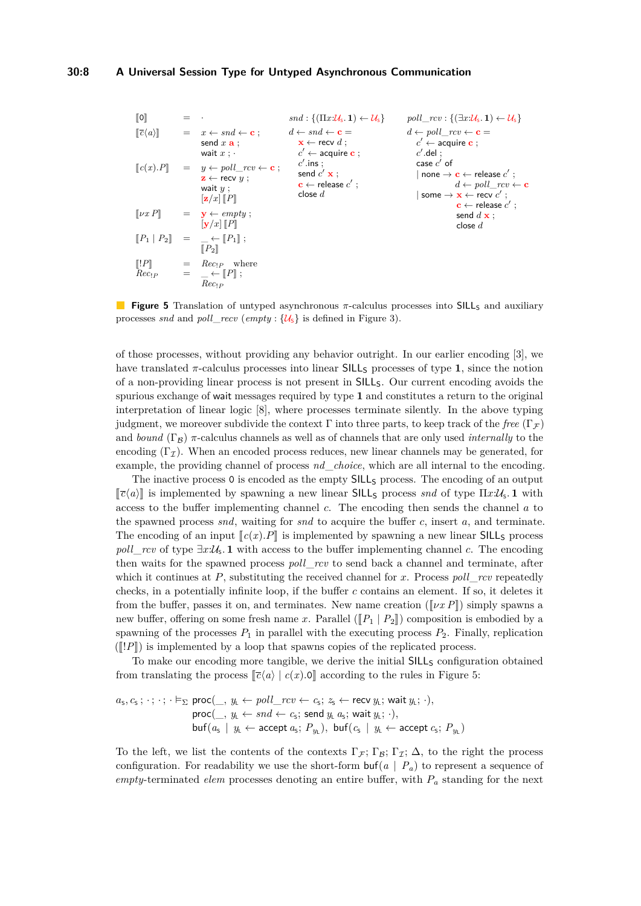$$
\begin{array}{lcl}
[\![0]\!] & = & \cdot \\
[\![\overline{c}\langle a\rangle]\!] & = & x \leftarrow snd \leftarrow \mathbf{c} \;; \\
 & & \mathsf{send}\ x\ \mathbf{a} \;; \\
 & & \mathsf{wait}\ x \;; \cdot \\
[\![c(x).P]\!] & = & y \leftarrow poll\_rcv \leftarrow \mathbf{c} \;; \\
 & & \mathbf{z} \leftarrow \mathsf{recv}\ y \;; \\
 & & \mathsf{wait}\ y \;; \\
 & & [\mathbf{z}/x]\,[\![P]\!] \\
[\![\nu x\,P]\!] & = & \mathbf{y} \leftarrow empty \;; \\
 & & [\mathbf{y}/x]\,[\![P]\!] \\
[\![P_1 \mid P_2]\!] & = & \_ \leftarrow [\![P_1]\!] \;; \\
 & & [\![P_2]\!] \\
[\![!P]\!] & = & Rec_{!P} \quad \text{where} \\
Rec_{!P} & = & \_ \leftarrow [\![P]\!] \;; \\
 & & Rec_{!P}
\end{array}
$$

$snd : \{(\Pi x{:}\mathcal{U}_{\mathsf{S}}.\,\mathbf{1}) \leftarrow \mathcal{U}_{\mathsf{S}}\}$

```
d ← snd ← c =
  x ← recv d ;
  c' ← acquire c ;
  c'.ins ;
  send c' x ;
  c ← release c' ;
  close d
```

$poll\_rcv : \{(\exists x{:}\mathcal{U}_{\mathsf{S}}.\,\mathbf{1}) \leftarrow \mathcal{U}_{\mathsf{S}}\}$

```
d ← poll_rcv ← c =
  c' ← acquire c ;
  c'.del ;
  case c' of
  | none → c ← release c' ;
           d ← poll_rcv ← c
  | some → x ← recv c' ;
           c ← release c' ;
           send d x ;
           close d
```

**Figure 5** Translation of untyped asynchronous $\pi$-calculus processes into $\mathsf{SILL_S}$ and auxiliary processes *snd* and *poll\_rcv* ($empty : \{\mathcal{U}_{\mathsf{S}}\}$ is defined in Figure 3).

of those processes, without providing any behavior outright. In our earlier encoding [3], we have translated $\pi$-calculus processes into linear $\mathsf{SILL_S}$ processes of type $\mathbf{1}$, since the notion of a non-providing linear process is not present in $\mathsf{SILL_S}$. Our current encoding avoids the spurious exchange of wait messages required by type $\mathbf{1}$ and constitutes a return to the original interpretation of linear logic [8], where processes terminate silently. In the above typing judgment, we moreover subdivide the context $\Gamma$ into three parts, to keep track of the *free* ($\Gamma_{\mathcal{F}}$) and *bound* ($\Gamma_{\mathcal{B}}$) $\pi$-calculus channels as well as of channels that are only used *internally* to the encoding ($\Gamma_{\mathcal{I}}$). When an encoded process reduces, new linear channels may be generated, for example, the providing channel of process *nd\_choice*, which are all internal to the encoding.

The inactive process 0 is encoded as the empty $\mathsf{SILL_S}$ process. The encoding of an output $[\![\overline{c}\langle a\rangle]\!]$ is implemented by spawning a new linear $\mathsf{SILL_S}$ process *snd* of type $\Pi x{:}\mathcal{U}_{\mathsf{S}}.\,\mathbf{1}$ with access to the buffer implementing channel $c$. The encoding then sends the channel $a$ to the spawned process *snd*, waiting for *snd* to acquire the buffer $c$, insert $a$, and terminate. The encoding of an input $[\![c(x).P]\!]$ is implemented by spawning a new linear $\mathsf{SILL_S}$ process *poll\_rcv* of type $\exists x{:}\mathcal{U}_{\mathsf{S}}.\,\mathbf{1}$ with access to the buffer implementing channel $c$. The encoding then waits for the spawned process *poll\_rcv* to send back a channel and terminate, after which it continues at $P$, substituting the received channel for $x$. Process *poll\_rcv* repeatedly checks, in a potentially infinite loop, if the buffer $c$ contains an element. If so, it deletes it from the buffer, passes it on, and terminates. New name creation ($[\![\nu x\,P]\!]$) simply spawns a new buffer, offering on some fresh name $x$. Parallel ($[\![P_1 \mid P_2]\!]$) composition is embodied by a spawning of the processes $P_1$ in parallel with the executing process $P_2$. Finally, replication ($[\![!P]\!]$) is implemented by a loop that spawns copies of the replicated process.

To make our encoding more tangible, we derive the initial $\mathsf{SILL_S}$ configuration obtained from translating the process $[\![\overline{c}\langle a\rangle \mid c(x).0]\!]$ according to the rules in Figure 5:

$$
\begin{array}{l}
a_{\mathsf{S}}, c_{\mathsf{S}}\,;\,\cdot\,;\,\cdot\,;\,\cdot \vDash_{\Sigma} \mathsf{proc}(\_,\ y_{\mathsf{L}} \leftarrow poll\_rcv \leftarrow c_{\mathsf{S}};\ z_{\mathsf{S}} \leftarrow \mathsf{recv}\ y_{\mathsf{L}};\ \mathsf{wait}\ y_{\mathsf{L}};\ \cdot), \\
\qquad\qquad\qquad\quad \mathsf{proc}(\_,\ y_{\mathsf{L}} \leftarrow snd \leftarrow c_{\mathsf{S}};\ \mathsf{send}\ y_{\mathsf{L}}\ a_{\mathsf{S}};\ \mathsf{wait}\ y_{\mathsf{L}};\ \cdot), \\
\qquad\qquad\qquad\quad \mathsf{buf}(a_{\mathsf{S}} \mid y_{\mathsf{L}} \leftarrow \mathsf{accept}\ a_{\mathsf{S}};\ P_{y_{\mathsf{L}}}),\ \mathsf{buf}(c_{\mathsf{S}} \mid y_{\mathsf{L}} \leftarrow \mathsf{accept}\ c_{\mathsf{S}};\ P_{y_{\mathsf{L}}})
\end{array}
$$

To the left, we list the contents of the contexts $\Gamma_{\mathcal{F}};\,\Gamma_{\mathcal{B}};\,\Gamma_{\mathcal{I}};\,\Delta$, to the right the process configuration. For readability we use the short-form $\mathsf{buf}(a \mid P_a)$ to represent a sequence of *empty*-terminated *elem* processes denoting an entire buffer, with $P_a$ standing for the next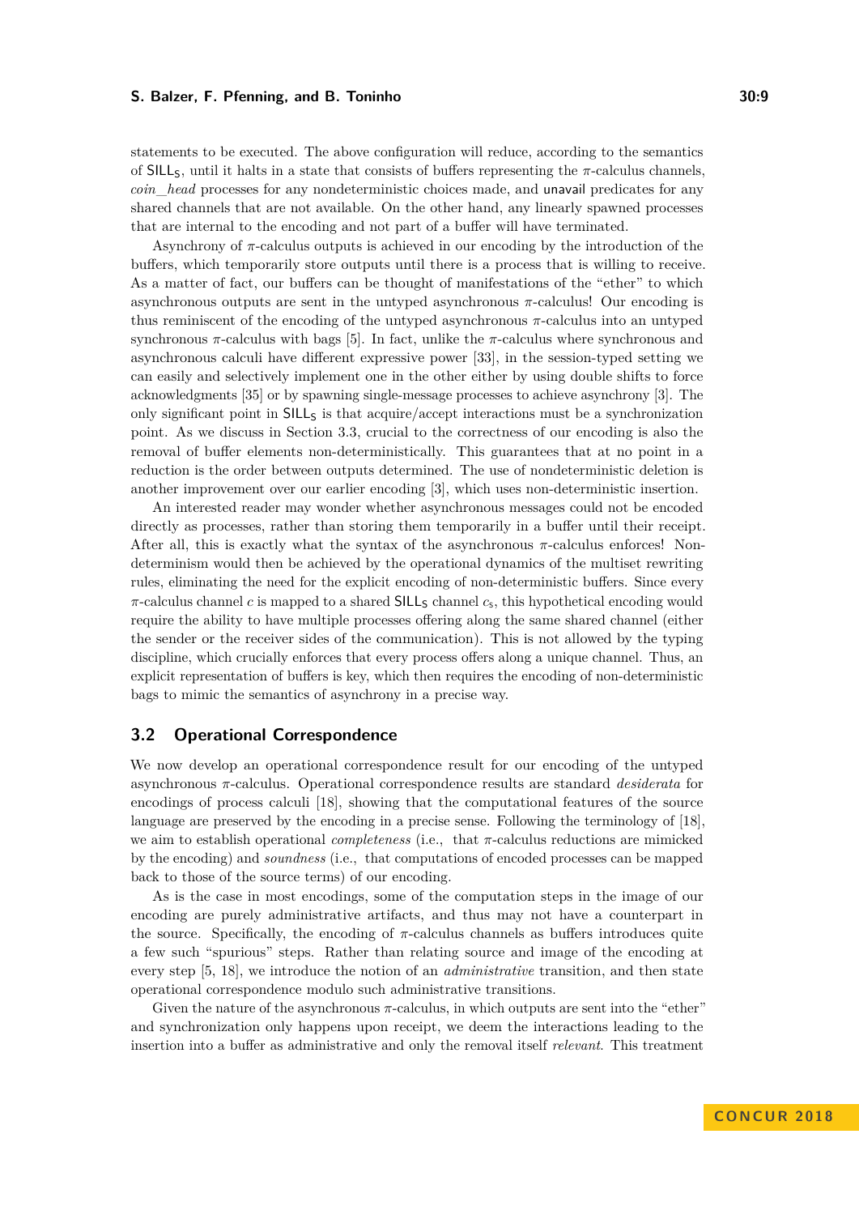statements to be executed. The above configuration will reduce, according to the semantics of $\mathsf{SILL_S}$, until it halts in a state that consists of buffers representing the $\pi$-calculus channels, *coin_head* processes for any nondeterministic choices made, and unavail predicates for any shared channels that are not available. On the other hand, any linearly spawned processes that are internal to the encoding and not part of a buffer will have terminated.

Asynchrony of $\pi$-calculus outputs is achieved in our encoding by the introduction of the buffers, which temporarily store outputs until there is a process that is willing to receive. As a matter of fact, our buffers can be thought of manifestations of the "ether" to which asynchronous outputs are sent in the untyped asynchronous $\pi$-calculus! Our encoding is thus reminiscent of the encoding of the untyped asynchronous $\pi$-calculus into an untyped synchronous $\pi$-calculus with bags [5]. In fact, unlike the $\pi$-calculus where synchronous and asynchronous calculi have different expressive power [33], in the session-typed setting we can easily and selectively implement one in the other either by using double shifts to force acknowledgments [35] or by spawning single-message processes to achieve asynchrony [3]. The only significant point in $\mathsf{SILL_S}$ is that acquire/accept interactions must be a synchronization point. As we discuss in Section 3.3, crucial to the correctness of our encoding is also the removal of buffer elements non-deterministically. This guarantees that at no point in a reduction is the order between outputs determined. The use of nondeterministic deletion is another improvement over our earlier encoding [3], which uses non-deterministic insertion.

An interested reader may wonder whether asynchronous messages could not be encoded directly as processes, rather than storing them temporarily in a buffer until their receipt. After all, this is exactly what the syntax of the asynchronous $\pi$-calculus enforces! Nondeterminism would then be achieved by the operational dynamics of the multiset rewriting rules, eliminating the need for the explicit encoding of non-deterministic buffers. Since every $\pi$-calculus channel $c$ is mapped to a shared $\mathsf{SILL_S}$ channel $c_s$, this hypothetical encoding would require the ability to have multiple processes offering along the same shared channel (either the sender or the receiver sides of the communication). This is not allowed by the typing discipline, which crucially enforces that every process offers along a unique channel. Thus, an explicit representation of buffers is key, which then requires the encoding of non-deterministic bags to mimic the semantics of asynchrony in a precise way.

## 3.2 Operational Correspondence

We now develop an operational correspondence result for our encoding of the untyped asynchronous $\pi$-calculus. Operational correspondence results are standard *desiderata* for encodings of process calculi [18], showing that the computational features of the source language are preserved by the encoding in a precise sense. Following the terminology of [18], we aim to establish operational *completeness* (i.e., that $\pi$-calculus reductions are mimicked by the encoding) and *soundness* (i.e., that computations of encoded processes can be mapped back to those of the source terms) of our encoding.

As is the case in most encodings, some of the computation steps in the image of our encoding are purely administrative artifacts, and thus may not have a counterpart in the source. Specifically, the encoding of $\pi$-calculus channels as buffers introduces quite a few such "spurious" steps. Rather than relating source and image of the encoding at every step [5, 18], we introduce the notion of an *administrative* transition, and then state operational correspondence modulo such administrative transitions.

Given the nature of the asynchronous $\pi$-calculus, in which outputs are sent into the "ether" and synchronization only happens upon receipt, we deem the interactions leading to the insertion into a buffer as administrative and only the removal itself *relevant*. This treatment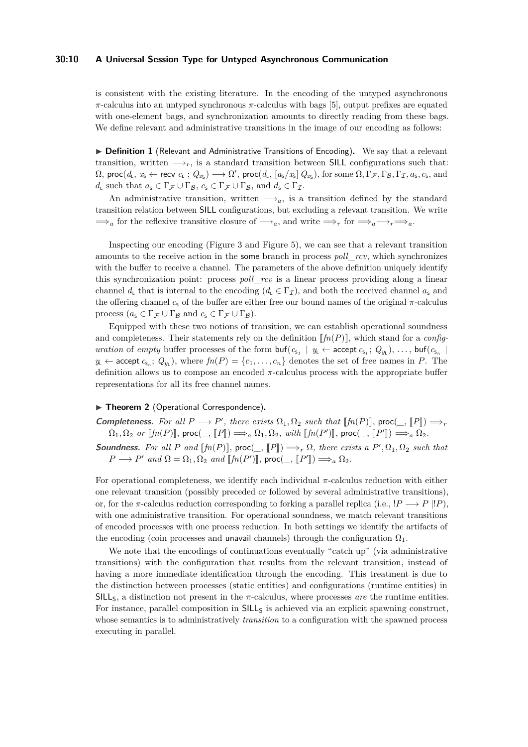is consistent with the existing literature. In the encoding of the untyped asynchronous $\pi$-calculus into an untyped synchronous $\pi$-calculus with bags [5], output prefixes are equated with one-element bags, and synchronization amounts to directly reading from these bags. We define relevant and administrative transitions in the image of our encoding as follows:

▶ **Definition 1** (Relevant and Administrative Transitions of Encoding). We say that a relevant transition, written $\longrightarrow_r$, is a standard transition between SILL configurations such that: $\Omega,\ \mathsf{proc}(d_{\mathsf{L}},\ x_{\mathsf{S}} \leftarrow \mathsf{recv}\ c_{\mathsf{L}}\ ;\ Q_{x_{\mathsf{S}}}) \longrightarrow \Omega',\ \mathsf{proc}(d_{\mathsf{L}},\ [a_{\mathsf{S}}/x_{\mathsf{S}}]\ Q_{x_{\mathsf{S}}})$, for some $\Omega, \Gamma_{\mathcal{F}}, \Gamma_{\mathcal{B}}, \Gamma_{\mathcal{I}}, a_{\mathsf{S}}, c_{\mathsf{S}}$, and $d_{\mathsf{L}}$ such that $a_{\mathsf{S}} \in \Gamma_{\mathcal{F}} \cup \Gamma_{\mathcal{B}}$, $c_{\mathsf{S}} \in \Gamma_{\mathcal{F}} \cup \Gamma_{\mathcal{B}}$, and $d_{\mathsf{S}} \in \Gamma_{\mathcal{I}}$.

An administrative transition, written $\longrightarrow_a$, is a transition defined by the standard transition relation between SILL configurations, but excluding a relevant transition. We write $\Longrightarrow_a$ for the reflexive transitive closure of $\longrightarrow_a$, and write $\Longrightarrow_r$ for $\Longrightarrow_a\longrightarrow_r\Longrightarrow_a$.

Inspecting our encoding (Figure 3 and Figure 5), we can see that a relevant transition amounts to the receive action in the some branch in process *poll_rcv*, which synchronizes with the buffer to receive a channel. The parameters of the above definition uniquely identify this synchronization point: process *poll_rcv* is a linear process providing along a linear channel $d_{\mathsf{L}}$ that is internal to the encoding ($d_{\mathsf{L}} \in \Gamma_{\mathcal{I}}$), and both the received channel $a_{\mathsf{S}}$ and the offering channel $c_{\mathsf{S}}$ of the buffer are either free our bound names of the original $\pi$-calculus process ($a_{\mathsf{S}} \in \Gamma_{\mathcal{F}} \cup \Gamma_{\mathcal{B}}$ and $c_{\mathsf{S}} \in \Gamma_{\mathcal{F}} \cup \Gamma_{\mathcal{B}}$).

Equipped with these two notions of transition, we can establish operational soundness and completeness. Their statements rely on the definition $[\![fn(P)]\!]$, which stand for a *configuration* of *empty* buffer processes of the form $\mathsf{buf}(c_{\mathsf{S}_1}\ |\ y_{\mathsf{L}} \leftarrow \mathsf{accept}\ c_{\mathsf{S}_1};\ Q_{y_{\mathsf{L}}}), \ldots, \mathsf{buf}(c_{\mathsf{S}_n}\ |\ y_{\mathsf{L}} \leftarrow \mathsf{accept}\ c_{\mathsf{S}_n};\ Q_{y_{\mathsf{L}}})$, where $fn(P) = \{c_1, \ldots, c_n\}$ denotes the set of free names in $P$. The definition allows us to compose an encoded $\pi$-calculus process with the appropriate buffer representations for all its free channel names.

▶ **Theorem 2** (Operational Correspondence).

***Completeness.*** *For all $P \longrightarrow P'$, there exists $\Omega_1, \Omega_2$ such that $[\![fn(P)]\!]$, $\mathsf{proc}(\_, [\![P]\!]) \Longrightarrow_r \Omega_1, \Omega_2$ or $[\![fn(P)]\!]$, $\mathsf{proc}(\_, [\![P]\!]) \Longrightarrow_a \Omega_1, \Omega_2$, with $[\![fn(P')]\!]$, $\mathsf{proc}(\_, [\![P']\!]) \Longrightarrow_a \Omega_2$.*

***Soundness.*** *For all $P$ and $[\![fn(P)]\!]$, $\mathsf{proc}(\_, [\![P]\!]) \Longrightarrow_r \Omega$, there exists a $P', \Omega_1, \Omega_2$ such that $P \longrightarrow P'$ and $\Omega = \Omega_1, \Omega_2$ and $[\![fn(P')]\!]$, $\mathsf{proc}(\_, [\![P']\!]) \Longrightarrow_a \Omega_2$.*

For operational completeness, we identify each individual $\pi$-calculus reduction with either one relevant transition (possibly preceded or followed by several administrative transitions), or, for the $\pi$-calculus reduction corresponding to forking a parallel replica (i.e., $!P \longrightarrow P\ |!P$), with one administrative transition. For operational soundness, we match relevant transitions of encoded processes with one process reduction. In both settings we identify the artifacts of the encoding (coin processes and unavail channels) through the configuration $\Omega_1$.

We note that the encodings of continuations eventually "catch up" (via administrative transitions) with the configuration that results from the relevant transition, instead of having a more immediate identification through the encoding. This treatment is due to the distinction between processes (static entities) and configurations (runtime entities) in $\mathsf{SILL_S}$, a distinction not present in the $\pi$-calculus, where processes *are* the runtime entities. For instance, parallel composition in $\mathsf{SILL_S}$ is achieved via an explicit spawning construct, whose semantics is to administratively *transition* to a configuration with the spawned process executing in parallel.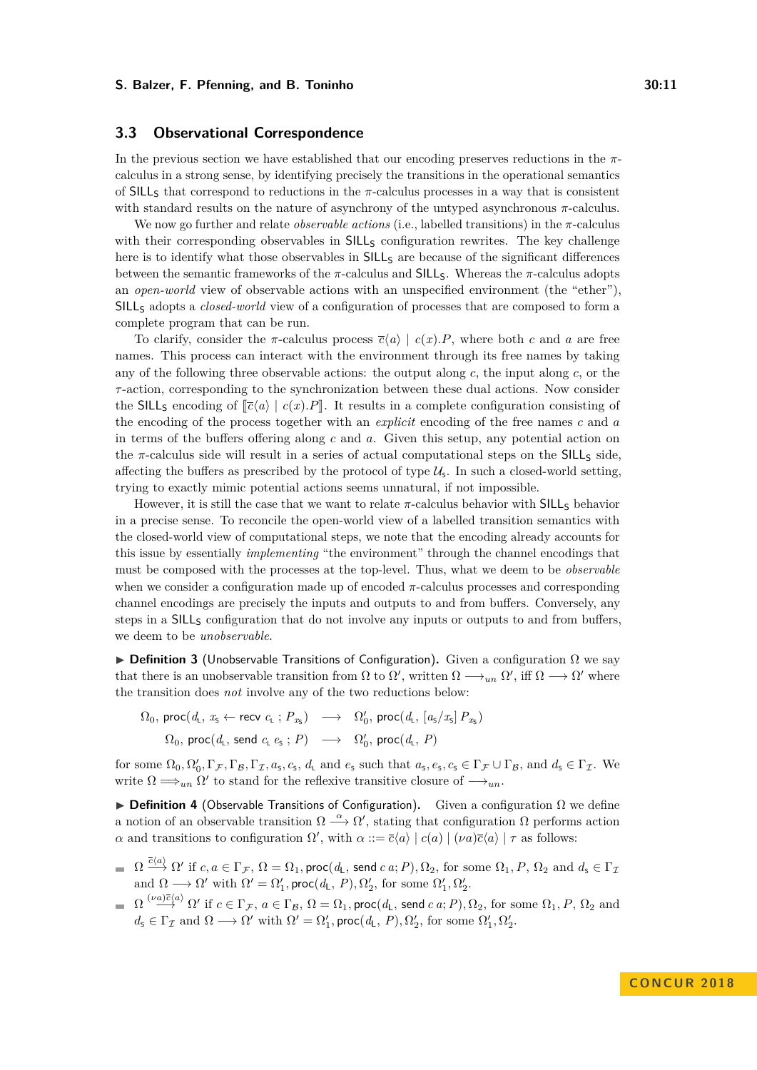### 3.3 Observational Correspondence

In the previous section we have established that our encoding preserves reductions in the $\pi$-calculus in a strong sense, by identifying precisely the transitions in the operational semantics of $\mathsf{SILL_S}$ that correspond to reductions in the $\pi$-calculus processes in a way that is consistent with standard results on the nature of asynchrony of the untyped asynchronous $\pi$-calculus.

We now go further and relate *observable actions* (i.e., labelled transitions) in the $\pi$-calculus with their corresponding observables in $\mathsf{SILL_S}$ configuration rewrites. The key challenge here is to identify what those observables in $\mathsf{SILL_S}$ are because of the significant differences between the semantic frameworks of the $\pi$-calculus and $\mathsf{SILL_S}$. Whereas the $\pi$-calculus adopts an *open-world* view of observable actions with an unspecified environment (the "ether"), $\mathsf{SILL_S}$ adopts a *closed-world* view of a configuration of processes that are composed to form a complete program that can be run.

To clarify, consider the $\pi$-calculus process $\overline{c}\langle a\rangle \mid c(x).P$, where both $c$ and $a$ are free names. This process can interact with the environment through its free names by taking any of the following three observable actions: the output along $c$, the input along $c$, or the $\tau$-action, corresponding to the synchronization between these dual actions. Now consider the $\mathsf{SILL_S}$ encoding of $[\![\overline{c}\langle a\rangle \mid c(x).P]\!]$. It results in a complete configuration consisting of the encoding of the process together with an *explicit* encoding of the free names $c$ and $a$ in terms of the buffers offering along $c$ and $a$. Given this setup, any potential action on the $\pi$-calculus side will result in a series of actual computational steps on the $\mathsf{SILL_S}$ side, affecting the buffers as prescribed by the protocol of type $\mathcal{U}_\mathsf{s}$. In such a closed-world setting, trying to exactly mimic potential actions seems unnatural, if not impossible.

However, it is still the case that we want to relate $\pi$-calculus behavior with $\mathsf{SILL_S}$ behavior in a precise sense. To reconcile the open-world view of a labelled transition semantics with the closed-world view of computational steps, we note that the encoding already accounts for this issue by essentially *implementing* "the environment" through the channel encodings that must be composed with the processes at the top-level. Thus, what we deem to be *observable* when we consider a configuration made up of encoded $\pi$-calculus processes and corresponding channel encodings are precisely the inputs and outputs to and from buffers. Conversely, any steps in a $\mathsf{SILL_S}$ configuration that do not involve any inputs or outputs to and from buffers, we deem to be *unobservable*.

▶ **Definition 3** (Unobservable Transitions of Configuration)**.** Given a configuration $\Omega$ we say that there is an unobservable transition from $\Omega$ to $\Omega'$, written $\Omega \longrightarrow_{un} \Omega'$, iff $\Omega \longrightarrow \Omega'$ where the transition does *not* involve any of the two reductions below:

$$\Omega_0,\ \mathsf{proc}(d_\mathsf{L},\ x_\mathsf{s} \leftarrow \mathsf{recv}\ c_\mathsf{L}\ ;\ P_{x_\mathsf{s}}) \quad\longrightarrow\quad \Omega_0',\ \mathsf{proc}(d_\mathsf{L},\ [a_\mathsf{s}/x_\mathsf{s}]\ P_{x_\mathsf{s}})$$
$$\Omega_0,\ \mathsf{proc}(d_\mathsf{L},\ \mathsf{send}\ c_\mathsf{L}\ e_\mathsf{s}\ ;\ P) \quad\longrightarrow\quad \Omega_0',\ \mathsf{proc}(d_\mathsf{L},\ P)$$

for some $\Omega_0, \Omega_0', \Gamma_\mathcal{F}, \Gamma_\mathcal{B}, \Gamma_\mathcal{I}, a_\mathsf{s}, c_\mathsf{s}, d_\mathsf{L}$ and $e_\mathsf{s}$ such that $a_\mathsf{s}, e_\mathsf{s}, c_\mathsf{s} \in \Gamma_\mathcal{F} \cup \Gamma_\mathcal{B}$, and $d_\mathsf{s} \in \Gamma_\mathcal{I}$. We write $\Omega \Longrightarrow_{un} \Omega'$ to stand for the reflexive transitive closure of $\longrightarrow_{un}$.

▶ **Definition 4** (Observable Transitions of Configuration)**.** Given a configuration $\Omega$ we define a notion of an observable transition $\Omega \xrightarrow{\alpha} \Omega'$, stating that configuration $\Omega$ performs action $\alpha$ and transitions to configuration $\Omega'$, with $\alpha ::= \overline{c}\langle a\rangle \mid c(a) \mid (\nu a)\overline{c}\langle a\rangle \mid \tau$ as follows:

- $\Omega \xrightarrow{\overline{c}\langle a\rangle} \Omega'$ if $c, a \in \Gamma_\mathcal{F}$, $\Omega = \Omega_1, \mathsf{proc}(d_\mathsf{L},\ \mathsf{send}\ c\ a; P), \Omega_2$, for some $\Omega_1, P$, $\Omega_2$ and $d_\mathsf{s} \in \Gamma_\mathcal{I}$ and $\Omega \longrightarrow \Omega'$ with $\Omega' = \Omega_1', \mathsf{proc}(d_\mathsf{L},\ P), \Omega_2'$, for some $\Omega_1', \Omega_2'$.
- $\Omega \xrightarrow{(\nu a)\overline{c}\langle a\rangle} \Omega'$ if $c \in \Gamma_\mathcal{F}$, $a \in \Gamma_\mathcal{B}$, $\Omega = \Omega_1, \mathsf{proc}(d_\mathsf{L},\ \mathsf{send}\ c\ a; P), \Omega_2$, for some $\Omega_1, P$, $\Omega_2$ and $d_\mathsf{s} \in \Gamma_\mathcal{I}$ and $\Omega \longrightarrow \Omega'$ with $\Omega' = \Omega_1', \mathsf{proc}(d_\mathsf{L},\ P), \Omega_2'$, for some $\Omega_1', \Omega_2'$.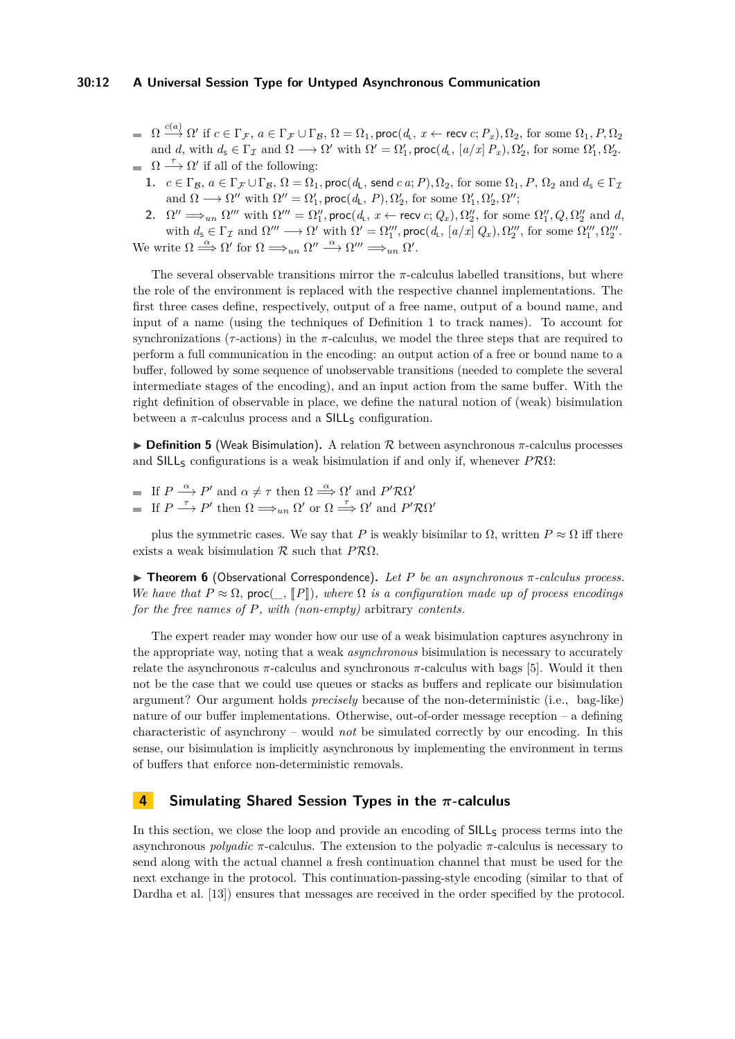- $\Omega \xrightarrow{c(a)} \Omega'$ if $c \in \Gamma_\mathcal{F}$, $a \in \Gamma_\mathcal{F} \cup \Gamma_\mathcal{B}$, $\Omega = \Omega_1, \mathsf{proc}(d_{\mathsf{L}},\ x \leftarrow \mathsf{recv}\ c; P_x), \Omega_2$, for some $\Omega_1, P, \Omega_2$ and $d$, with $d_{\mathsf{s}} \in \Gamma_\mathcal{I}$ and $\Omega \longrightarrow \Omega'$ with $\Omega' = \Omega_1', \mathsf{proc}(d_{\mathsf{L}},\ [a/x]\ P_x), \Omega_2'$, for some $\Omega_1', \Omega_2'$.
- $\Omega \xrightarrow{\tau} \Omega'$ if all of the following:
  1. $c \in \Gamma_\mathcal{B}$, $a \in \Gamma_\mathcal{F} \cup \Gamma_\mathcal{B}$, $\Omega = \Omega_1, \mathsf{proc}(d_{\mathsf{L}}, \mathsf{send}\ c\ a; P), \Omega_2$, for some $\Omega_1, P, \Omega_2$ and $d_{\mathsf{s}} \in \Gamma_\mathcal{I}$ and $\Omega \longrightarrow \Omega''$ with $\Omega'' = \Omega_1', \mathsf{proc}(d_{\mathsf{L}},\ P), \Omega_2'$, for some $\Omega_1', \Omega_2', \Omega''$;
  2. $\Omega'' \Longrightarrow_{un} \Omega'''$ with $\Omega''' = \Omega_1'', \mathsf{proc}(d_{\mathsf{L}},\ x \leftarrow \mathsf{recv}\ c; Q_x), \Omega_2''$, for some $\Omega_1'', Q, \Omega_2''$ and $d$, with $d_{\mathsf{s}} \in \Gamma_\mathcal{I}$ and $\Omega''' \longrightarrow \Omega'$ with $\Omega' = \Omega_1''', \mathsf{proc}(d_{\mathsf{L}},\ [a/x]\ Q_x), \Omega_2'''$, for some $\Omega_1''', \Omega_2'''$.

We write $\Omega \stackrel{\alpha}{\Longrightarrow} \Omega'$ for $\Omega \Longrightarrow_{un} \Omega'' \xrightarrow{\alpha} \Omega''' \Longrightarrow_{un} \Omega'$.

The several observable transitions mirror the $\pi$-calculus labelled transitions, but where the role of the environment is replaced with the respective channel implementations. The first three cases define, respectively, output of a free name, output of a bound name, and input of a name (using the techniques of Definition 1 to track names). To account for synchronizations ($\tau$-actions) in the $\pi$-calculus, we model the three steps that are required to perform a full communication in the encoding: an output action of a free or bound name to a buffer, followed by some sequence of unobservable transitions (needed to complete the several intermediate stages of the encoding), and an input action from the same buffer. With the right definition of observable in place, we define the natural notion of (weak) bisimulation between a $\pi$-calculus process and a $\mathsf{SILL_S}$ configuration.

▶ **Definition 5** (Weak Bisimulation). A relation $\mathcal{R}$ between asynchronous $\pi$-calculus processes and $\mathsf{SILL_S}$ configurations is a weak bisimulation if and only if, whenever $P \mathcal{R} \Omega$:

- If $P \xrightarrow{\alpha} P'$ and $\alpha \neq \tau$ then $\Omega \stackrel{\alpha}{\Longrightarrow} \Omega'$ and $P' \mathcal{R} \Omega'$
- If $P \xrightarrow{\tau} P'$ then $\Omega \Longrightarrow_{un} \Omega'$ or $\Omega \stackrel{\tau}{\Longrightarrow} \Omega'$ and $P' \mathcal{R} \Omega'$

plus the symmetric cases. We say that $P$ is weakly bisimilar to $\Omega$, written $P \approx \Omega$ iff there exists a weak bisimulation $\mathcal{R}$ such that $P \mathcal{R} \Omega$.

▶ **Theorem 6** (Observational Correspondence). *Let $P$ be an asynchronous $\pi$-calculus process. We have that $P \approx \Omega, \mathsf{proc}(\_, [\![P]\!])$, where $\Omega$ is a configuration made up of process encodings for the free names of $P$, with (non-empty)* arbitrary *contents.*

The expert reader may wonder how our use of a weak bisimulation captures asynchrony in the appropriate way, noting that a weak *asynchronous* bisimulation is necessary to accurately relate the asynchronous $\pi$-calculus and synchronous $\pi$-calculus with bags [5]. Would it then not be the case that we could use queues or stacks as buffers and replicate our bisimulation argument? Our argument holds *precisely* because of the non-deterministic (i.e., bag-like) nature of our buffer implementations. Otherwise, out-of-order message reception – a defining characteristic of asynchrony – would *not* be simulated correctly by our encoding. In this sense, our bisimulation is implicitly asynchronous by implementing the environment in terms of buffers that enforce non-deterministic removals.

## 4 Simulating Shared Session Types in the $\pi$-calculus

In this section, we close the loop and provide an encoding of $\mathsf{SILL_S}$ process terms into the asynchronous *polyadic* $\pi$-calculus. The extension to the polyadic $\pi$-calculus is necessary to send along with the actual channel a fresh continuation channel that must be used for the next exchange in the protocol. This continuation-passing-style encoding (similar to that of Dardha et al. [13]) ensures that messages are received in the order specified by the protocol.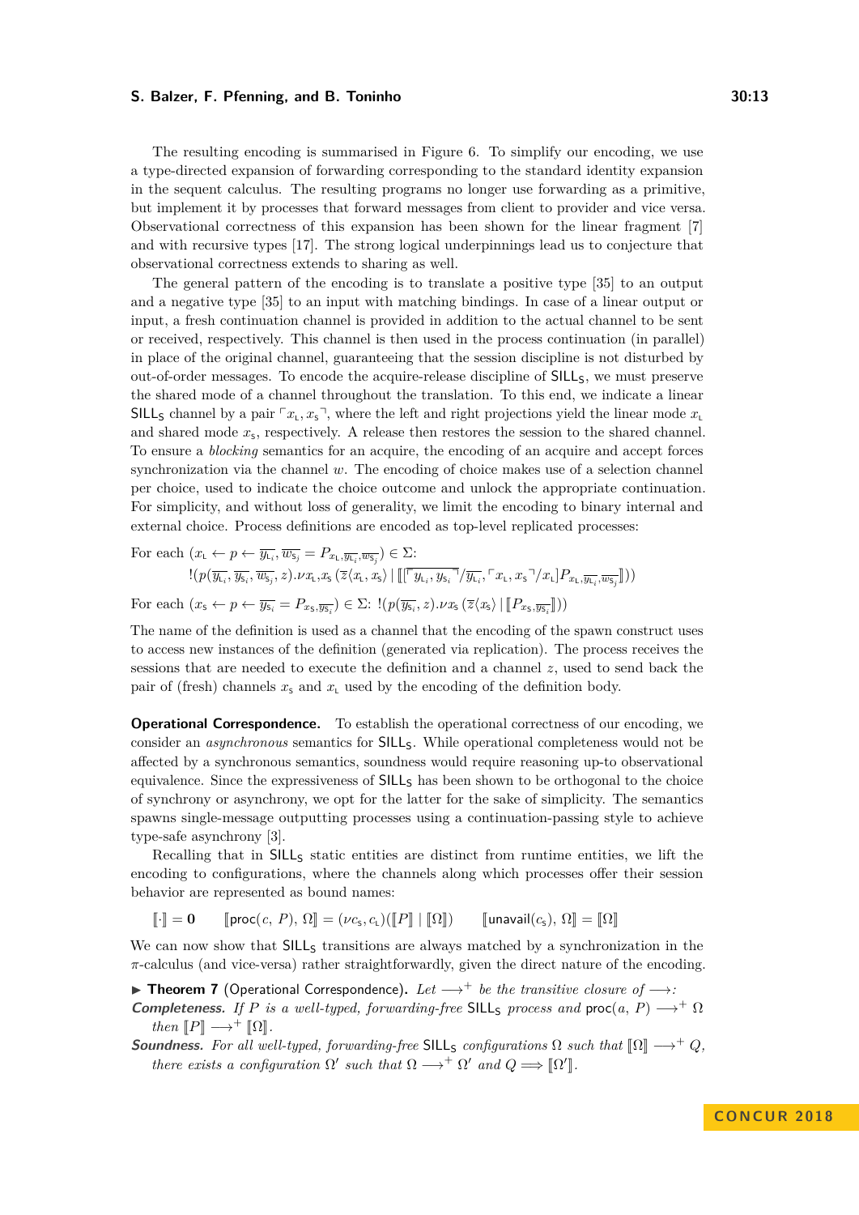The resulting encoding is summarised in Figure 6. To simplify our encoding, we use a type-directed expansion of forwarding corresponding to the standard identity expansion in the sequent calculus. The resulting programs no longer use forwarding as a primitive, but implement it by processes that forward messages from client to provider and vice versa. Observational correctness of this expansion has been shown for the linear fragment [7] and with recursive types [17]. The strong logical underpinnings lead us to conjecture that observational correctness extends to sharing as well.

The general pattern of the encoding is to translate a positive type [35] to an output and a negative type [35] to an input with matching bindings. In case of a linear output or input, a fresh continuation channel is provided in addition to the actual channel to be sent or received, respectively. This channel is then used in the process continuation (in parallel) in place of the original channel, guaranteeing that the session discipline is not disturbed by out-of-order messages. To encode the acquire-release discipline of $\mathsf{SILL_S}$, we must preserve the shared mode of a channel throughout the translation. To this end, we indicate a linear $\mathsf{SILL_S}$ channel by a pair $\ulcorner x_{\mathsf{L}}, x_{\mathsf{S}} \urcorner$, where the left and right projections yield the linear mode $x_{\mathsf{L}}$ and shared mode $x_{\mathsf{S}}$, respectively. A release then restores the session to the shared channel. To ensure a *blocking* semantics for an acquire, the encoding of an acquire and accept forces synchronization via the channel $w$. The encoding of choice makes use of a selection channel per choice, used to indicate the choice outcome and unlock the appropriate continuation. For simplicity, and without loss of generality, we limit the encoding to binary internal and external choice. Process definitions are encoded as top-level replicated processes:

For each $(x_{\mathsf{L}} \leftarrow p \leftarrow \overline{y_{\mathsf{L}_i}}, \overline{w_{\mathsf{S}_j}} = P_{x_{\mathsf{L}}, \overline{y_{\mathsf{L}_i}}, \overline{w_{\mathsf{S}_j}}}) \in \Sigma$:

$$!(p(\overline{y_{\mathsf{L}_i}}, \overline{y_{\mathsf{S}_i}}, \overline{w_{\mathsf{S}_j}}, z).\nu x_{\mathsf{L}}, x_{\mathsf{S}}\,(\overline{z}\langle x_{\mathsf{L}}, x_{\mathsf{S}}\rangle \mid [\![ \ulcorner \overline{y_{\mathsf{L}_i}, y_{\mathsf{S}_i}} \urcorner / \overline{y_{\mathsf{L}_i}}, \ulcorner x_{\mathsf{L}}, x_{\mathsf{S}} \urcorner / x_{\mathsf{L}}] P_{x_{\mathsf{L}}, \overline{y_{\mathsf{L}_i}}, \overline{w_{\mathsf{S}_j}}} ]\!]))$$

For each $(x_{\mathsf{S}} \leftarrow p \leftarrow \overline{y_{\mathsf{S}_i}} = P_{x_{\mathsf{S}}, \overline{y_{\mathsf{S}_i}}}) \in \Sigma$: $!(p(\overline{y_{\mathsf{S}_i}}, z).\nu x_{\mathsf{S}}\,(\overline{z}\langle x_{\mathsf{S}}\rangle \mid [\![ P_{x_{\mathsf{S}}, \overline{y_{\mathsf{S}_i}}} ]\!]))$

The name of the definition is used as a channel that the encoding of the spawn construct uses to access new instances of the definition (generated via replication). The process receives the sessions that are needed to execute the definition and a channel $z$, used to send back the pair of (fresh) channels $x_{\mathsf{S}}$ and $x_{\mathsf{L}}$ used by the encoding of the definition body.

**Operational Correspondence.** To establish the operational correctness of our encoding, we consider an *asynchronous* semantics for $\mathsf{SILL_S}$. While operational completeness would not be affected by a synchronous semantics, soundness would require reasoning up-to observational equivalence. Since the expressiveness of $\mathsf{SILL_S}$ has been shown to be orthogonal to the choice of synchrony or asynchrony, we opt for the latter for the sake of simplicity. The semantics spawns single-message outputting processes using a continuation-passing style to achieve type-safe asynchrony [3].

Recalling that in $\mathsf{SILL_S}$ static entities are distinct from runtime entities, we lift the encoding to configurations, where the channels along which processes offer their session behavior are represented as bound names:

$$[\![\cdot]\!] = \mathbf{0} \qquad [\![\mathsf{proc}(c,\, P),\, \Omega]\!] = (\nu c_{\mathsf{S}}, c_{\mathsf{L}})([\![P]\!] \mid [\![\Omega]\!]) \qquad [\![\mathsf{unavail}(c_{\mathsf{S}}),\, \Omega]\!] = [\![\Omega]\!]$$

We can now show that $\mathsf{SILL_S}$ transitions are always matched by a synchronization in the $\pi$-calculus (and vice-versa) rather straightforwardly, given the direct nature of the encoding.

▶ **Theorem 7** (Operational Correspondence). *Let $\longrightarrow^+$ be the transitive closure of $\longrightarrow$:*

***Completeness.*** *If $P$ is a well-typed, forwarding-free $\mathsf{SILL_S}$ process and $\mathsf{proc}(a,\, P) \longrightarrow^+ \Omega$ then $[\![P]\!] \longrightarrow^+ [\![\Omega]\!]$.*

***Soundness.*** *For all well-typed, forwarding-free $\mathsf{SILL_S}$ configurations $\Omega$ such that $[\![\Omega]\!] \longrightarrow^+ Q$, there exists a configuration $\Omega'$ such that $\Omega \longrightarrow^+ \Omega'$ and $Q \Longrightarrow [\![\Omega']\!]$.*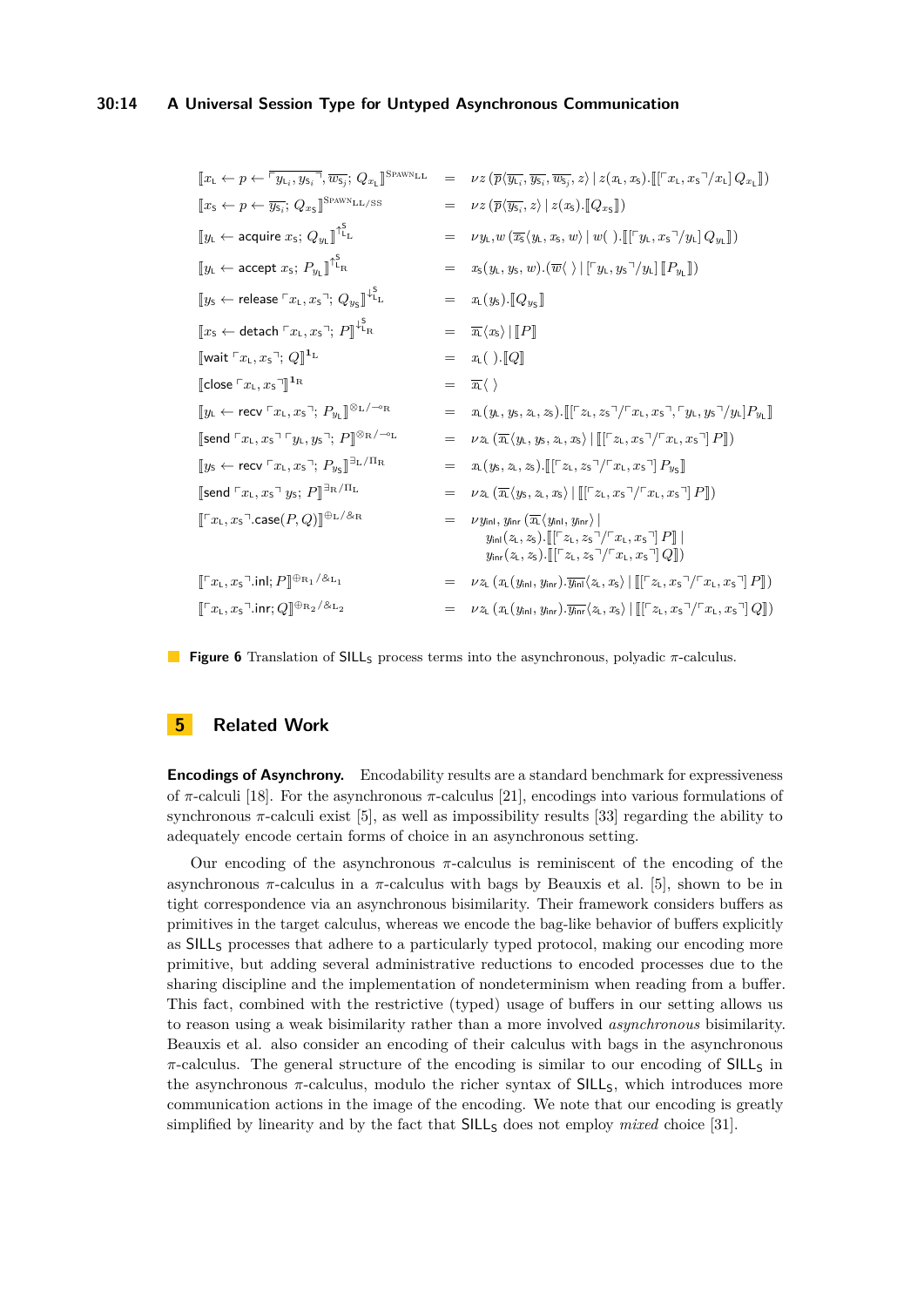$$
\begin{aligned}
[\![x_{\mathsf{L}} \leftarrow p \leftarrow \overline{\ulcorner y_{\mathsf{L}_i}, y_{\mathsf{S}_i} \urcorner}, \overline{w_{\mathsf{S}_j}};\, Q_{x_{\mathsf{L}}}]\!]^{\textsc{Spawn}_{\mathrm{LL}}} &= \nu z\,(\overline{p}\langle \overline{y_{\mathsf{L}_i}}, \overline{y_{\mathsf{S}_i}}, \overline{w_{\mathsf{S}_j}}, z\rangle \mid z(x_{\mathsf{L}}, x_{\mathsf{S}}).[\![\ulcorner x_{\mathsf{L}}, x_{\mathsf{S}} \urcorner / x_{\mathsf{L}}]\, Q_{x_{\mathsf{L}}}]\!])\\
[\![x_{\mathsf{S}} \leftarrow p \leftarrow \overline{y_{\mathsf{S}_i}};\, Q_{x_{\mathsf{S}}}]\!]^{\textsc{Spawn}_{\mathrm{LL/SS}}} &= \nu z\,(\overline{p}\langle \overline{y_{\mathsf{S}_i}}, z\rangle \mid z(x_{\mathsf{S}}).[\![Q_{x_{\mathsf{S}}}]\!])\\
[\![y_{\mathsf{L}} \leftarrow \mathsf{acquire}\ x_{\mathsf{S}};\, Q_{y_{\mathsf{L}}}]\!]^{\uparrow^{\mathsf{S}}_{\mathsf{L}}\mathrm{L}} &= \nu y_{\mathsf{L}}, w\,(\overline{x_{\mathsf{S}}}\langle y_{\mathsf{L}}, x_{\mathsf{S}}, w\rangle \mid w(\,).[\![\ulcorner y_{\mathsf{L}}, x_{\mathsf{S}} \urcorner / y_{\mathsf{L}}]\, Q_{y_{\mathsf{L}}}]\!])\\
[\![y_{\mathsf{L}} \leftarrow \mathsf{accept}\ x_{\mathsf{S}};\, P_{y_{\mathsf{L}}}]\!]^{\uparrow^{\mathsf{S}}_{\mathsf{L}}\mathrm{R}} &= x_{\mathsf{S}}(y_{\mathsf{L}}, y_{\mathsf{S}}, w).(\overline{w}\langle\,\rangle \mid [\ulcorner y_{\mathsf{L}}, y_{\mathsf{S}} \urcorner / y_{\mathsf{L}}]\,[\![P_{y_{\mathsf{L}}}]\!])\\
[\![y_{\mathsf{S}} \leftarrow \mathsf{release}\ \ulcorner x_{\mathsf{L}}, x_{\mathsf{S}} \urcorner;\, Q_{y_{\mathsf{S}}}]\!]^{\downarrow^{\mathsf{S}}_{\mathsf{L}}\mathrm{L}} &= x_{\mathsf{L}}(y_{\mathsf{S}}).[\![Q_{y_{\mathsf{S}}}]\!]\\
[\![x_{\mathsf{S}} \leftarrow \mathsf{detach}\ \ulcorner x_{\mathsf{L}}, x_{\mathsf{S}} \urcorner;\, P]\!]^{\downarrow^{\mathsf{S}}_{\mathsf{L}}\mathrm{R}} &= \overline{x_{\mathsf{L}}}\langle x_{\mathsf{S}}\rangle \mid [\![P]\!]\\
[\![\mathsf{wait}\ \ulcorner x_{\mathsf{L}}, x_{\mathsf{S}} \urcorner;\, Q]\!]^{\mathbf{1}_{\mathrm{L}}} &= x_{\mathsf{L}}(\,).[\![Q]\!]\\
[\![\mathsf{close}\ \ulcorner x_{\mathsf{L}}, x_{\mathsf{S}} \urcorner]\!]^{\mathbf{1}_{\mathrm{R}}} &= \overline{x_{\mathsf{L}}}\langle\,\rangle\\
[\![y_{\mathsf{L}} \leftarrow \mathsf{recv}\ \ulcorner x_{\mathsf{L}}, x_{\mathsf{S}} \urcorner;\, P_{y_{\mathsf{L}}}]\!]^{\otimes_{\mathrm{L}}/\multimap_{\mathrm{R}}} &= x_{\mathsf{L}}(y_{\mathsf{L}}, y_{\mathsf{S}}, z_{\mathsf{L}}, z_{\mathsf{S}}).[\![\ulcorner z_{\mathsf{L}}, z_{\mathsf{S}} \urcorner / \ulcorner x_{\mathsf{L}}, x_{\mathsf{S}} \urcorner, \ulcorner y_{\mathsf{L}}, y_{\mathsf{S}} \urcorner / y_{\mathsf{L}}] P_{y_{\mathsf{L}}}]\!]\\
[\![\mathsf{send}\ \ulcorner x_{\mathsf{L}}, x_{\mathsf{S}} \urcorner\ \ulcorner y_{\mathsf{L}}, y_{\mathsf{S}} \urcorner;\, P]\!]^{\otimes_{\mathrm{R}}/\multimap_{\mathrm{L}}} &= \nu z_{\mathsf{L}}\,(\overline{x_{\mathsf{L}}}\langle y_{\mathsf{L}}, y_{\mathsf{S}}, z_{\mathsf{L}}, x_{\mathsf{S}}\rangle \mid [\![[\ulcorner z_{\mathsf{L}}, x_{\mathsf{S}} \urcorner / \ulcorner x_{\mathsf{L}}, x_{\mathsf{S}} \urcorner]\, P]\!])\\
[\![y_{\mathsf{S}} \leftarrow \mathsf{recv}\ \ulcorner x_{\mathsf{L}}, x_{\mathsf{S}} \urcorner;\, P_{y_{\mathsf{S}}}]\!]^{\exists_{\mathrm{L}}/\Pi_{\mathrm{R}}} &= x_{\mathsf{L}}(y_{\mathsf{S}}, z_{\mathsf{L}}, z_{\mathsf{S}}).[\![\ulcorner z_{\mathsf{L}}, z_{\mathsf{S}} \urcorner / \ulcorner x_{\mathsf{L}}, x_{\mathsf{S}} \urcorner]\, P_{y_{\mathsf{S}}}]\!]\\
[\![\mathsf{send}\ \ulcorner x_{\mathsf{L}}, x_{\mathsf{S}} \urcorner\ y_{\mathsf{S}};\, P]\!]^{\exists_{\mathrm{R}}/\Pi_{\mathrm{L}}} &= \nu z_{\mathsf{L}}\,(\overline{x_{\mathsf{L}}}\langle y_{\mathsf{S}}, z_{\mathsf{L}}, x_{\mathsf{S}}\rangle \mid [\![[\ulcorner z_{\mathsf{L}}, x_{\mathsf{S}} \urcorner / \ulcorner x_{\mathsf{L}}, x_{\mathsf{S}} \urcorner]\, P]\!])\\
[\![\ulcorner x_{\mathsf{L}}, x_{\mathsf{S}} \urcorner.\mathsf{case}(P, Q)]\!]^{\oplus_{\mathrm{L}}/\&_{\mathrm{R}}} &= \nu y_{\mathsf{inl}}, y_{\mathsf{inr}}\,(\overline{x_{\mathsf{L}}}\langle y_{\mathsf{inl}}, y_{\mathsf{inr}}\rangle \mid\\
&\qquad y_{\mathsf{inl}}(z_{\mathsf{L}}, z_{\mathsf{S}}).[\![[\ulcorner z_{\mathsf{L}}, z_{\mathsf{S}} \urcorner / \ulcorner x_{\mathsf{L}}, x_{\mathsf{S}} \urcorner]\, P]\!] \mid\\
&\qquad y_{\mathsf{inr}}(z_{\mathsf{L}}, z_{\mathsf{S}}).[\![[\ulcorner z_{\mathsf{L}}, z_{\mathsf{S}} \urcorner / \ulcorner x_{\mathsf{L}}, x_{\mathsf{S}} \urcorner]\, Q]\!])\\
[\![\ulcorner x_{\mathsf{L}}, x_{\mathsf{S}} \urcorner.\mathsf{inl};\, P]\!]^{\oplus_{\mathrm{R}_1}/\&_{\mathrm{L}_1}} &= \nu z_{\mathsf{L}}\,(x_{\mathsf{L}}(y_{\mathsf{inl}}, y_{\mathsf{inr}}).\overline{y_{\mathsf{inl}}}\langle z_{\mathsf{L}}, x_{\mathsf{S}}\rangle \mid [\![[\ulcorner z_{\mathsf{L}}, x_{\mathsf{S}} \urcorner / \ulcorner x_{\mathsf{L}}, x_{\mathsf{S}} \urcorner]\, P]\!])\\
[\![\ulcorner x_{\mathsf{L}}, x_{\mathsf{S}} \urcorner.\mathsf{inr};\, Q]\!]^{\oplus_{\mathrm{R}_2}/\&_{\mathrm{L}_2}} &= \nu z_{\mathsf{L}}\,(x_{\mathsf{L}}(y_{\mathsf{inl}}, y_{\mathsf{inr}}).\overline{y_{\mathsf{inr}}}\langle z_{\mathsf{L}}, x_{\mathsf{S}}\rangle \mid [\![[\ulcorner z_{\mathsf{L}}, x_{\mathsf{S}} \urcorner / \ulcorner x_{\mathsf{L}}, x_{\mathsf{S}} \urcorner]\, Q]\!])
\end{aligned}
$$

**Figure 6** Translation of $\mathsf{SILL_S}$ process terms into the asynchronous, polyadic $\pi$-calculus.

## 5 Related Work

**Encodings of Asynchrony.** Encodability results are a standard benchmark for expressiveness of $\pi$-calculi [18]. For the asynchronous $\pi$-calculus [21], encodings into various formulations of synchronous $\pi$-calculi exist [5], as well as impossibility results [33] regarding the ability to adequately encode certain forms of choice in an asynchronous setting.

Our encoding of the asynchronous $\pi$-calculus is reminiscent of the encoding of the asynchronous $\pi$-calculus in a $\pi$-calculus with bags by Beauxis et al. [5], shown to be in tight correspondence via an asynchronous bisimilarity. Their framework considers buffers as primitives in the target calculus, whereas we encode the bag-like behavior of buffers explicitly as $\mathsf{SILL_S}$ processes that adhere to a particularly typed protocol, making our encoding more primitive, but adding several administrative reductions to encoded processes due to the sharing discipline and the implementation of nondeterminism when reading from a buffer. This fact, combined with the restrictive (typed) usage of buffers in our setting allows us to reason using a weak bisimilarity rather than a more involved *asynchronous* bisimilarity. Beauxis et al. also consider an encoding of their calculus with bags in the asynchronous $\pi$-calculus. The general structure of the encoding is similar to our encoding of $\mathsf{SILL_S}$ in the asynchronous $\pi$-calculus, modulo the richer syntax of $\mathsf{SILL_S}$, which introduces more communication actions in the image of the encoding. We note that our encoding is greatly simplified by linearity and by the fact that $\mathsf{SILL_S}$ does not employ *mixed* choice [31].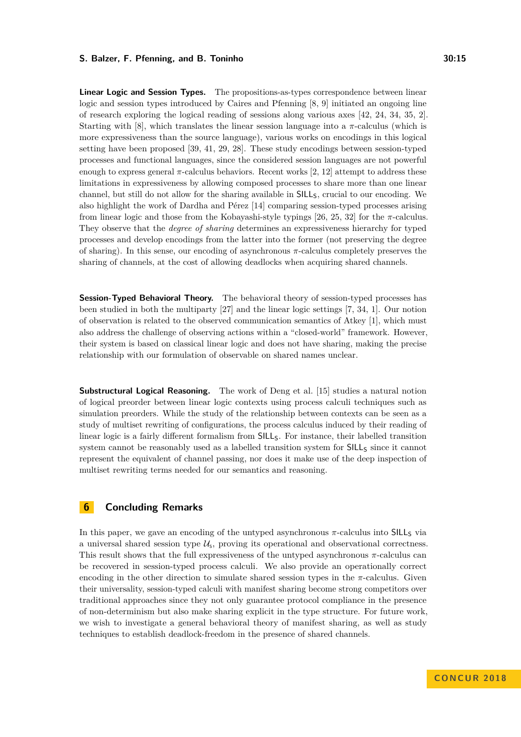**Linear Logic and Session Types.** The propositions-as-types correspondence between linear logic and session types introduced by Caires and Pfenning [8, 9] initiated an ongoing line of research exploring the logical reading of sessions along various axes [42, 24, 34, 35, 2]. Starting with [8], which translates the linear session language into a $\pi$-calculus (which is more expressiveness than the source language), various works on encodings in this logical setting have been proposed [39, 41, 29, 28]. These study encodings between session-typed processes and functional languages, since the considered session languages are not powerful enough to express general $\pi$-calculus behaviors. Recent works [2, 12] attempt to address these limitations in expressiveness by allowing composed processes to share more than one linear channel, but still do not allow for the sharing available in $\mathsf{SILL}_\mathsf{S}$, crucial to our encoding. We also highlight the work of Dardha and Pérez [14] comparing session-typed processes arising from linear logic and those from the Kobayashi-style typings [26, 25, 32] for the $\pi$-calculus. They observe that the *degree of sharing* determines an expressiveness hierarchy for typed processes and develop encodings from the latter into the former (not preserving the degree of sharing). In this sense, our encoding of asynchronous $\pi$-calculus completely preserves the sharing of channels, at the cost of allowing deadlocks when acquiring shared channels.

**Session-Typed Behavioral Theory.** The behavioral theory of session-typed processes has been studied in both the multiparty [27] and the linear logic settings [7, 34, 1]. Our notion of observation is related to the observed communication semantics of Atkey [1], which must also address the challenge of observing actions within a "closed-world" framework. However, their system is based on classical linear logic and does not have sharing, making the precise relationship with our formulation of observable on shared names unclear.

**Substructural Logical Reasoning.** The work of Deng et al. [15] studies a natural notion of logical preorder between linear logic contexts using process calculi techniques such as simulation preorders. While the study of the relationship between contexts can be seen as a study of multiset rewriting of configurations, the process calculus induced by their reading of linear logic is a fairly different formalism from $\mathsf{SILL}_\mathsf{S}$. For instance, their labelled transition system cannot be reasonably used as a labelled transition system for $\mathsf{SILL}_\mathsf{S}$ since it cannot represent the equivalent of channel passing, nor does it make use of the deep inspection of multiset rewriting terms needed for our semantics and reasoning.

## 6 Concluding Remarks

In this paper, we gave an encoding of the untyped asynchronous $\pi$-calculus into $\mathsf{SILL}_\mathsf{S}$ via a universal shared session type $\mathcal{U}_\mathsf{s}$, proving its operational and observational correctness. This result shows that the full expressiveness of the untyped asynchronous $\pi$-calculus can be recovered in session-typed process calculi. We also provide an operationally correct encoding in the other direction to simulate shared session types in the $\pi$-calculus. Given their universality, session-typed calculi with manifest sharing become strong competitors over traditional approaches since they not only guarantee protocol compliance in the presence of non-determinism but also make sharing explicit in the type structure. For future work, we wish to investigate a general behavioral theory of manifest sharing, as well as study techniques to establish deadlock-freedom in the presence of shared channels.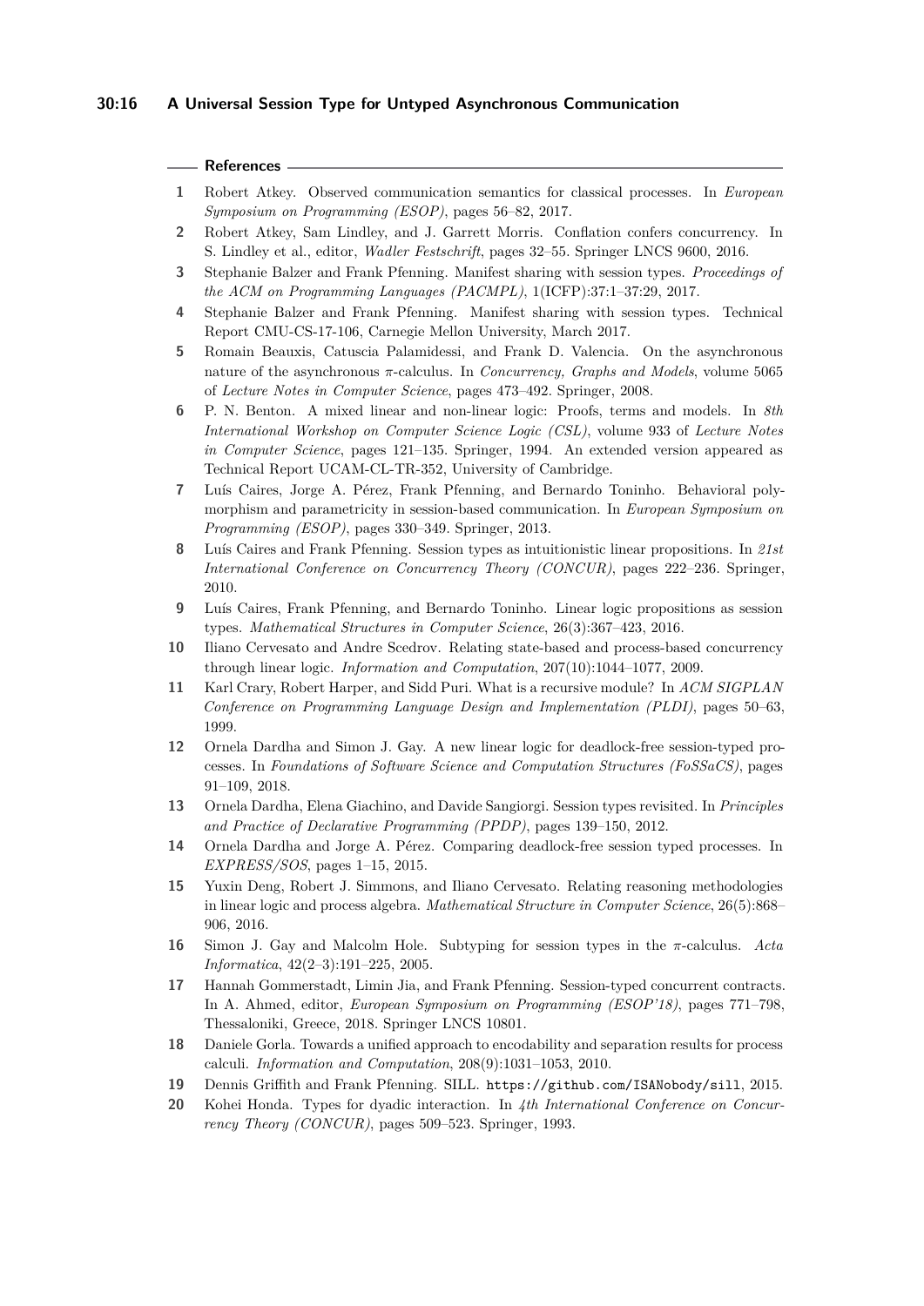## References

1. Robert Atkey. Observed communication semantics for classical processes. In *European Symposium on Programming (ESOP)*, pages 56–82, 2017.
2. Robert Atkey, Sam Lindley, and J. Garrett Morris. Conflation confers concurrency. In S. Lindley et al., editor, *Wadler Festschrift*, pages 32–55. Springer LNCS 9600, 2016.
3. Stephanie Balzer and Frank Pfenning. Manifest sharing with session types. *Proceedings of the ACM on Programming Languages (PACMPL)*, 1(ICFP):37:1–37:29, 2017.
4. Stephanie Balzer and Frank Pfenning. Manifest sharing with session types. Technical Report CMU-CS-17-106, Carnegie Mellon University, March 2017.
5. Romain Beauxis, Catuscia Palamidessi, and Frank D. Valencia. On the asynchronous nature of the asynchronous $\pi$-calculus. In *Concurrency, Graphs and Models*, volume 5065 of *Lecture Notes in Computer Science*, pages 473–492. Springer, 2008.
6. P. N. Benton. A mixed linear and non-linear logic: Proofs, terms and models. In *8th International Workshop on Computer Science Logic (CSL)*, volume 933 of *Lecture Notes in Computer Science*, pages 121–135. Springer, 1994. An extended version appeared as Technical Report UCAM-CL-TR-352, University of Cambridge.
7. Luís Caires, Jorge A. Pérez, Frank Pfenning, and Bernardo Toninho. Behavioral polymorphism and parametricity in session-based communication. In *European Symposium on Programming (ESOP)*, pages 330–349. Springer, 2013.
8. Luís Caires and Frank Pfenning. Session types as intuitionistic linear propositions. In *21st International Conference on Concurrency Theory (CONCUR)*, pages 222–236. Springer, 2010.
9. Luís Caires, Frank Pfenning, and Bernardo Toninho. Linear logic propositions as session types. *Mathematical Structures in Computer Science*, 26(3):367–423, 2016.
10. Iliano Cervesato and Andre Scedrov. Relating state-based and process-based concurrency through linear logic. *Information and Computation*, 207(10):1044–1077, 2009.
11. Karl Crary, Robert Harper, and Sidd Puri. What is a recursive module? In *ACM SIGPLAN Conference on Programming Language Design and Implementation (PLDI)*, pages 50–63, 1999.
12. Ornela Dardha and Simon J. Gay. A new linear logic for deadlock-free session-typed processes. In *Foundations of Software Science and Computation Structures (FoSSaCS)*, pages 91–109, 2018.
13. Ornela Dardha, Elena Giachino, and Davide Sangiorgi. Session types revisited. In *Principles and Practice of Declarative Programming (PPDP)*, pages 139–150, 2012.
14. Ornela Dardha and Jorge A. Pérez. Comparing deadlock-free session typed processes. In *EXPRESS/SOS*, pages 1–15, 2015.
15. Yuxin Deng, Robert J. Simmons, and Iliano Cervesato. Relating reasoning methodologies in linear logic and process algebra. *Mathematical Structure in Computer Science*, 26(5):868–906, 2016.
16. Simon J. Gay and Malcolm Hole. Subtyping for session types in the $\pi$-calculus. *Acta Informatica*, 42(2–3):191–225, 2005.
17. Hannah Gommerstadt, Limin Jia, and Frank Pfenning. Session-typed concurrent contracts. In A. Ahmed, editor, *European Symposium on Programming (ESOP'18)*, pages 771–798, Thessaloniki, Greece, 2018. Springer LNCS 10801.
18. Daniele Gorla. Towards a unified approach to encodability and separation results for process calculi. *Information and Computation*, 208(9):1031–1053, 2010.
19. Dennis Griffith and Frank Pfenning. SILL. `https://github.com/ISANobody/sill`, 2015.
20. Kohei Honda. Types for dyadic interaction. In *4th International Conference on Concurrency Theory (CONCUR)*, pages 509–523. Springer, 1993.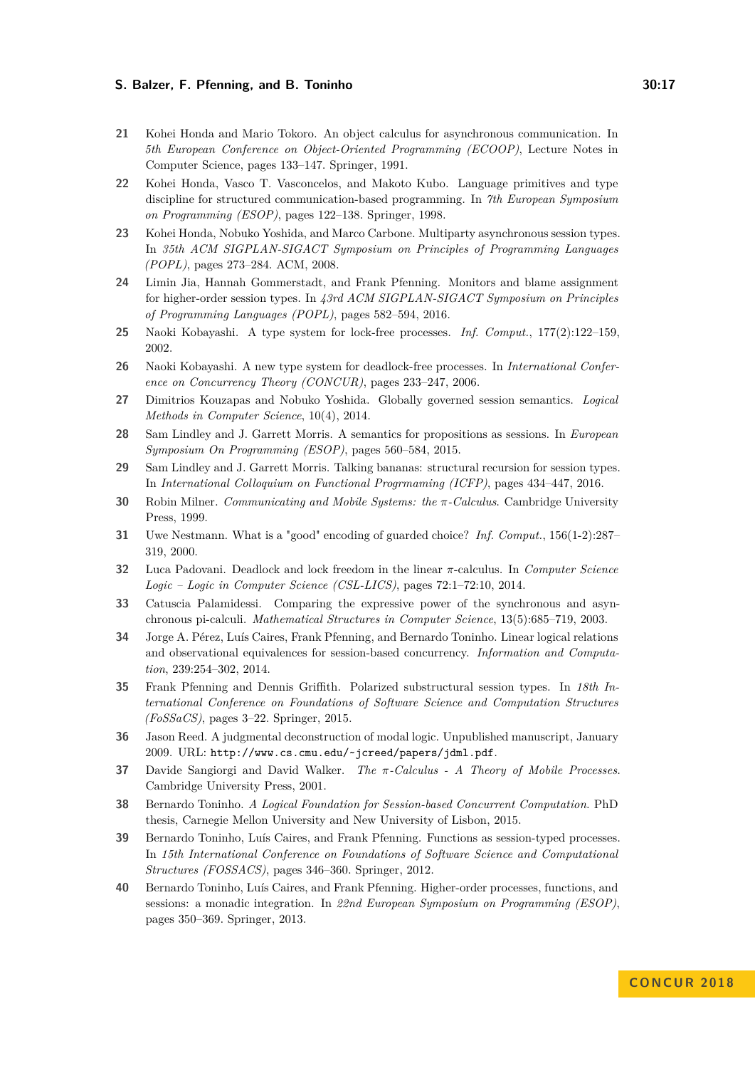21 Kohei Honda and Mario Tokoro. An object calculus for asynchronous communication. In *5th European Conference on Object-Oriented Programming (ECOOP)*, Lecture Notes in Computer Science, pages 133–147. Springer, 1991.

22 Kohei Honda, Vasco T. Vasconcelos, and Makoto Kubo. Language primitives and type discipline for structured communication-based programming. In *7th European Symposium on Programming (ESOP)*, pages 122–138. Springer, 1998.

23 Kohei Honda, Nobuko Yoshida, and Marco Carbone. Multiparty asynchronous session types. In *35th ACM SIGPLAN-SIGACT Symposium on Principles of Programming Languages (POPL)*, pages 273–284. ACM, 2008.

24 Limin Jia, Hannah Gommerstadt, and Frank Pfenning. Monitors and blame assignment for higher-order session types. In *43rd ACM SIGPLAN-SIGACT Symposium on Principles of Programming Languages (POPL)*, pages 582–594, 2016.

25 Naoki Kobayashi. A type system for lock-free processes. *Inf. Comput.*, 177(2):122–159, 2002.

26 Naoki Kobayashi. A new type system for deadlock-free processes. In *International Conference on Concurrency Theory (CONCUR)*, pages 233–247, 2006.

27 Dimitrios Kouzapas and Nobuko Yoshida. Globally governed session semantics. *Logical Methods in Computer Science*, 10(4), 2014.

28 Sam Lindley and J. Garrett Morris. A semantics for propositions as sessions. In *European Symposium On Programming (ESOP)*, pages 560–584, 2015.

29 Sam Lindley and J. Garrett Morris. Talking bananas: structural recursion for session types. In *International Colloquium on Functional Progrmaming (ICFP)*, pages 434–447, 2016.

30 Robin Milner. *Communicating and Mobile Systems: the π-Calculus*. Cambridge University Press, 1999.

31 Uwe Nestmann. What is a "good" encoding of guarded choice? *Inf. Comput.*, 156(1-2):287–319, 2000.

32 Luca Padovani. Deadlock and lock freedom in the linear π-calculus. In *Computer Science Logic – Logic in Computer Science (CSL-LICS)*, pages 72:1–72:10, 2014.

33 Catuscia Palamidessi. Comparing the expressive power of the synchronous and asynchronous pi-calculi. *Mathematical Structures in Computer Science*, 13(5):685–719, 2003.

34 Jorge A. Pérez, Luís Caires, Frank Pfenning, and Bernardo Toninho. Linear logical relations and observational equivalences for session-based concurrency. *Information and Computation*, 239:254–302, 2014.

35 Frank Pfenning and Dennis Griffith. Polarized substructural session types. In *18th International Conference on Foundations of Software Science and Computation Structures (FoSSaCS)*, pages 3–22. Springer, 2015.

36 Jason Reed. A judgmental deconstruction of modal logic. Unpublished manuscript, January 2009. URL: http://www.cs.cmu.edu/~jcreed/papers/jdml.pdf.

37 Davide Sangiorgi and David Walker. *The π-Calculus - A Theory of Mobile Processes*. Cambridge University Press, 2001.

38 Bernardo Toninho. *A Logical Foundation for Session-based Concurrent Computation*. PhD thesis, Carnegie Mellon University and New University of Lisbon, 2015.

39 Bernardo Toninho, Luís Caires, and Frank Pfenning. Functions as session-typed processes. In *15th International Conference on Foundations of Software Science and Computational Structures (FOSSACS)*, pages 346–360. Springer, 2012.

40 Bernardo Toninho, Luís Caires, and Frank Pfenning. Higher-order processes, functions, and sessions: a monadic integration. In *22nd European Symposium on Programming (ESOP)*, pages 350–369. Springer, 2013.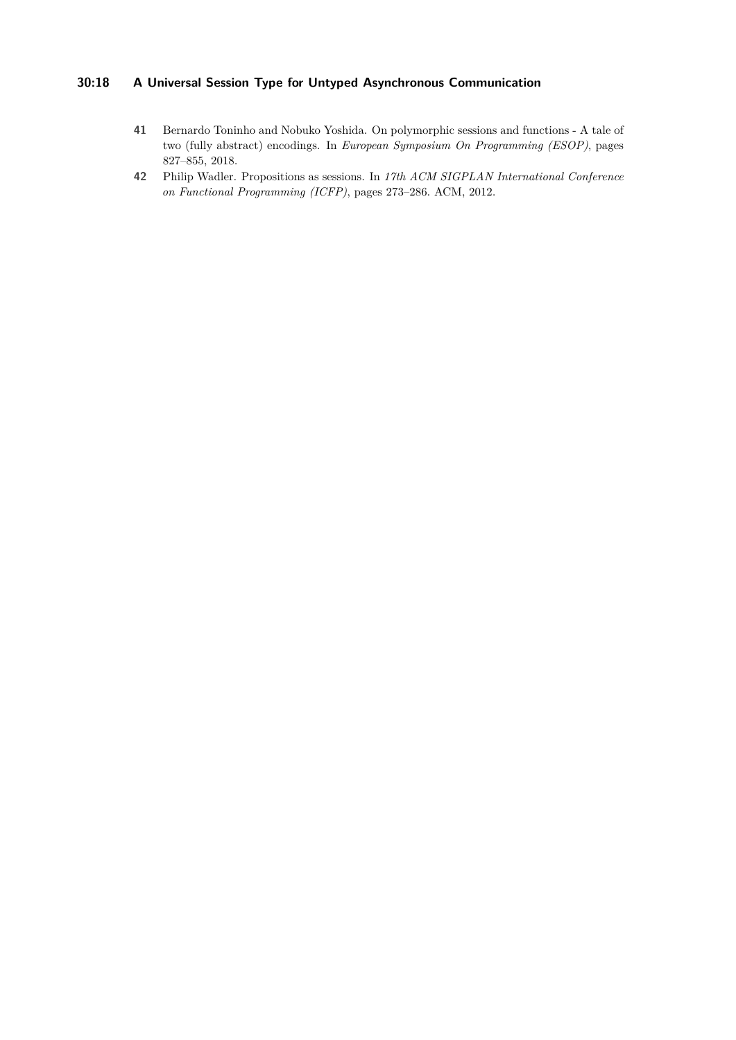41 Bernardo Toninho and Nobuko Yoshida. On polymorphic sessions and functions - A tale of two (fully abstract) encodings. In *European Symposium On Programming (ESOP)*, pages 827–855, 2018.

42 Philip Wadler. Propositions as sessions. In *17th ACM SIGPLAN International Conference on Functional Programming (ICFP)*, pages 273–286. ACM, 2012.